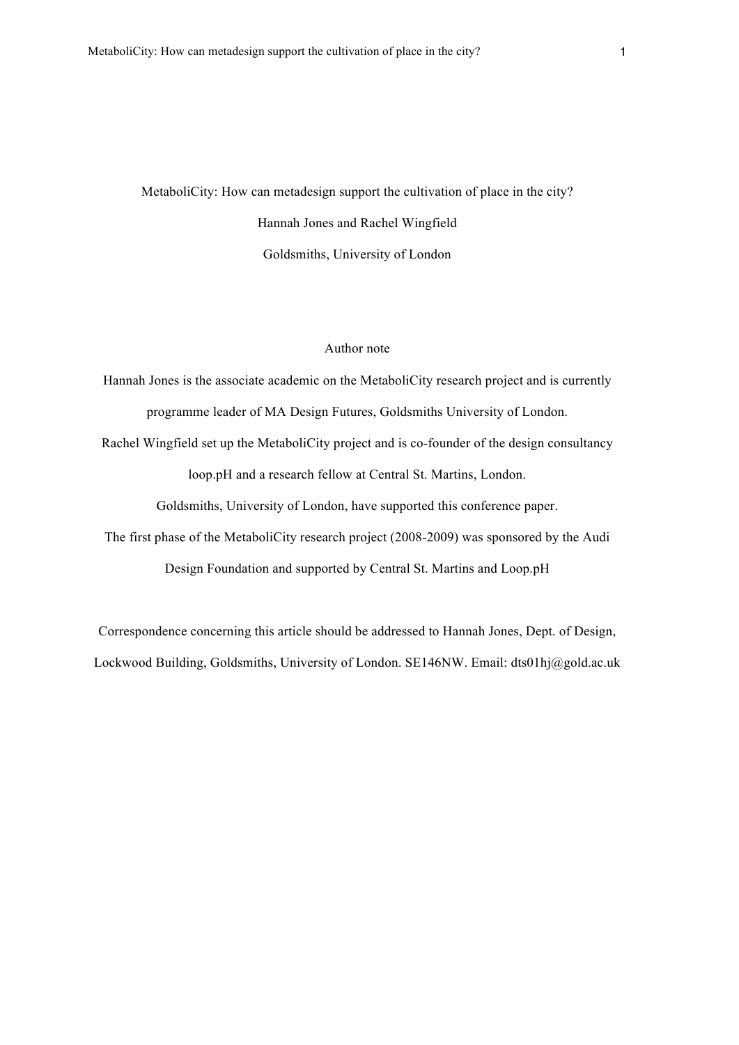# MetaboliCity: How can metadesign support the cultivation of place in the city?

Hannah Jones and Rachel Wingfield

Goldsmiths, University of London

## Author note

Hannah Jones is the associate academic on the MetaboliCity research project and is currently programme leader of MA Design Futures, Goldsmiths University of London.

Rachel Wingfield set up the MetaboliCity project and is co-founder of the design consultancy loop.pH and a research fellow at Central St. Martins, London.

Goldsmiths, University of London, have supported this conference paper.

The first phase of the MetaboliCity research project (2008-2009) was sponsored by the Audi Design Foundation and supported by Central St. Martins and Loop.pH

Correspondence concerning this article should be addressed to Hannah Jones, Dept. of Design, Lockwood Building, Goldsmiths, University of London. SE146NW. Email: dts01hj@gold.ac.uk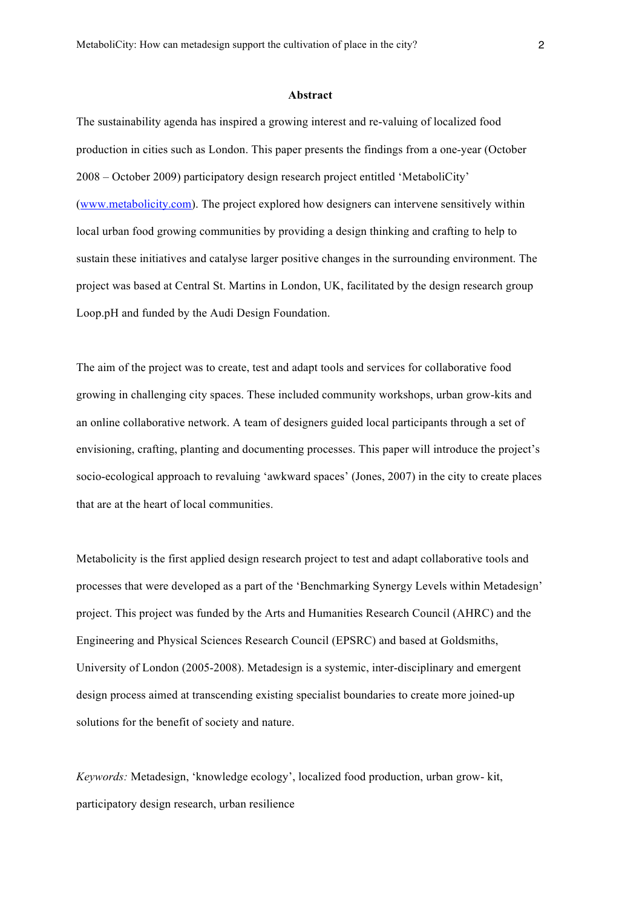## Abstract

The sustainability agenda has inspired a growing interest and re-valuing of localized food production in cities such as London. This paper presents the findings from a one-year (October 2008 – October 2009) participatory design research project entitled 'MetaboliCity' ([www.metabolicity.com](www.metabolicity.com)). The project explored how designers can intervene sensitively within local urban food growing communities by providing a design thinking and crafting to help to sustain these initiatives and catalyse larger positive changes in the surrounding environment. The project was based at Central St. Martins in London, UK, facilitated by the design research group Loop.pH and funded by the Audi Design Foundation.

The aim of the project was to create, test and adapt tools and services for collaborative food growing in challenging city spaces. These included community workshops, urban grow-kits and an online collaborative network. A team of designers guided local participants through a set of envisioning, crafting, planting and documenting processes. This paper will introduce the project's socio-ecological approach to revaluing 'awkward spaces' (Jones, 2007) in the city to create places that are at the heart of local communities.

Metabolicity is the first applied design research project to test and adapt collaborative tools and processes that were developed as a part of the 'Benchmarking Synergy Levels within Metadesign' project. This project was funded by the Arts and Humanities Research Council (AHRC) and the Engineering and Physical Sciences Research Council (EPSRC) and based at Goldsmiths, University of London (2005-2008). Metadesign is a systemic, inter-disciplinary and emergent design process aimed at transcending existing specialist boundaries to create more joined-up solutions for the benefit of society and nature.

*Keywords:* Metadesign, 'knowledge ecology', localized food production, urban grow- kit, participatory design research, urban resilience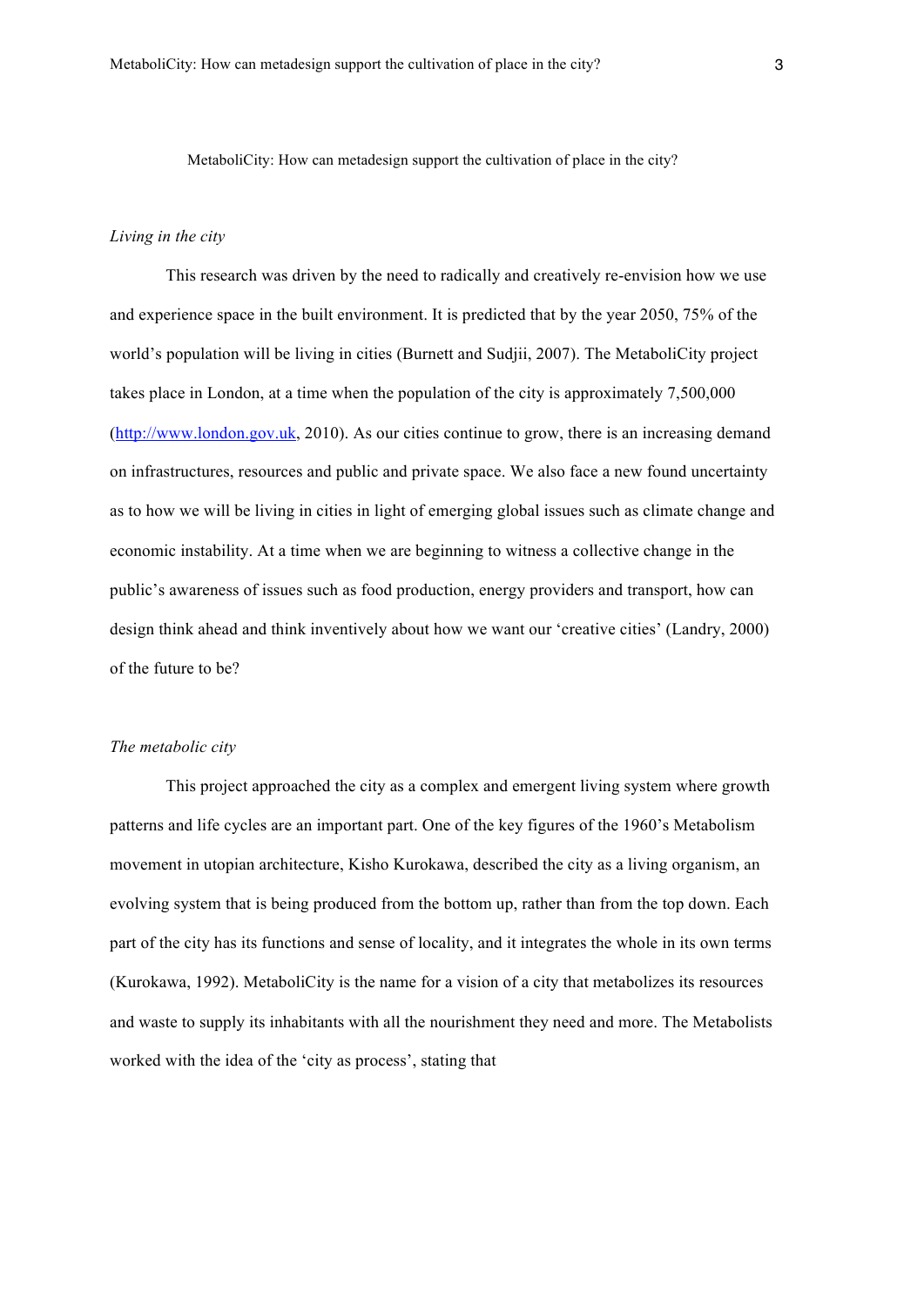MetaboliCity: How can metadesign support the cultivation of place in the city?

*Living in the city*

This research was driven by the need to radically and creatively re-envision how we use and experience space in the built environment. It is predicted that by the year 2050, 75% of the world's population will be living in cities (Burnett and Sudjii, 2007). The MetaboliCity project takes place in London, at a time when the population of the city is approximately 7,500,000 (http://www.london.gov.uk, 2010). As our cities continue to grow, there is an increasing demand on infrastructures, resources and public and private space. We also face a new found uncertainty as to how we will be living in cities in light of emerging global issues such as climate change and economic instability. At a time when we are beginning to witness a collective change in the public's awareness of issues such as food production, energy providers and transport, how can design think ahead and think inventively about how we want our 'creative cities' (Landry, 2000) of the future to be?

*The metabolic city*

This project approached the city as a complex and emergent living system where growth patterns and life cycles are an important part. One of the key figures of the 1960's Metabolism movement in utopian architecture, Kisho Kurokawa, described the city as a living organism, an evolving system that is being produced from the bottom up, rather than from the top down. Each part of the city has its functions and sense of locality, and it integrates the whole in its own terms (Kurokawa, 1992). MetaboliCity is the name for a vision of a city that metabolizes its resources and waste to supply its inhabitants with all the nourishment they need and more. The Metabolists worked with the idea of the 'city as process', stating that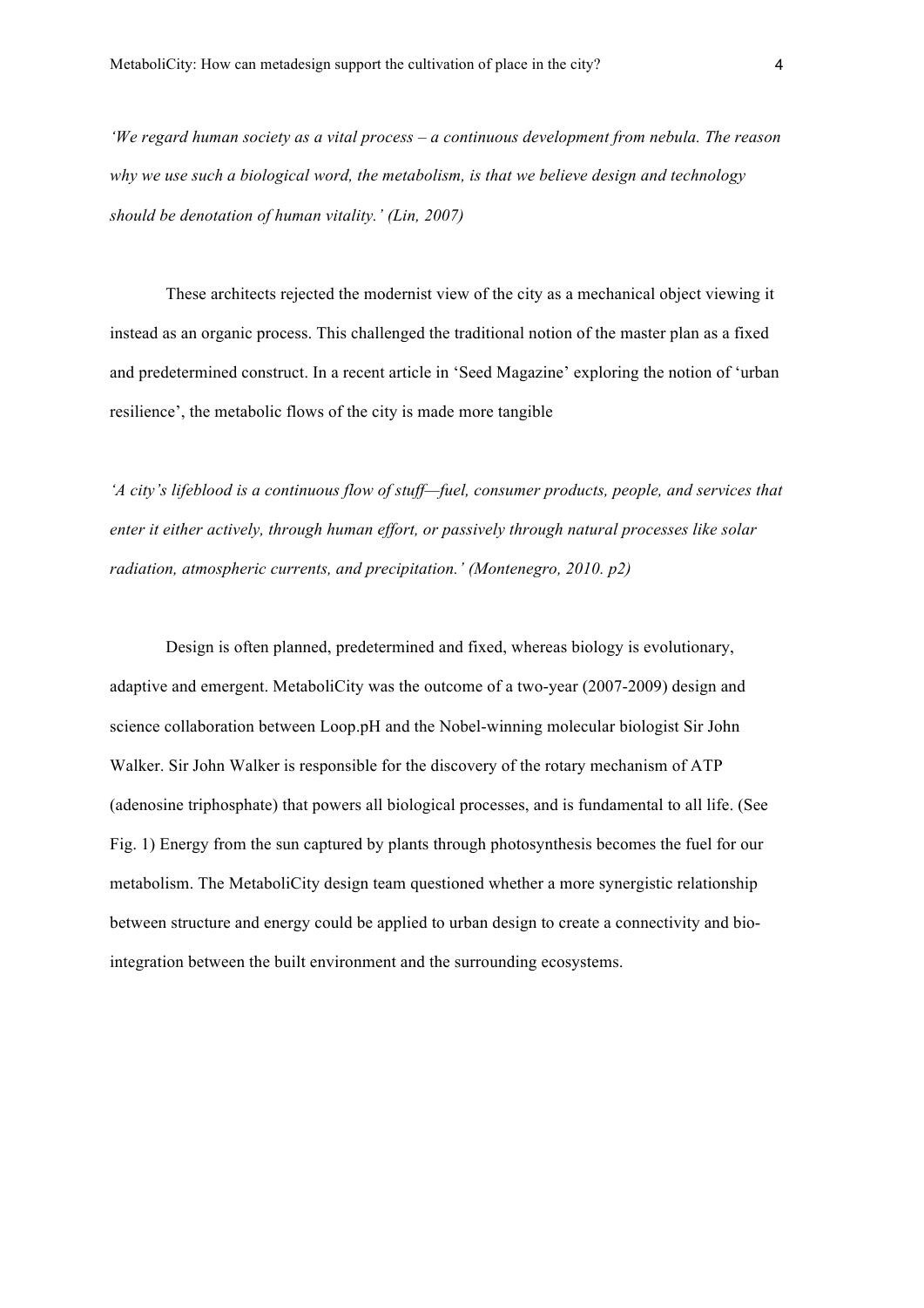*'We regard human society as a vital process – a continuous development from nebula. The reason why we use such a biological word, the metabolism, is that we believe design and technology should be denotation of human vitality.' (Lin, 2007)*

These architects rejected the modernist view of the city as a mechanical object viewing it instead as an organic process. This challenged the traditional notion of the master plan as a fixed and predetermined construct. In a recent article in 'Seed Magazine' exploring the notion of 'urban resilience', the metabolic flows of the city is made more tangible

*'A city's lifeblood is a continuous flow of stuff—fuel, consumer products, people, and services that enter it either actively, through human effort, or passively through natural processes like solar radiation, atmospheric currents, and precipitation.' (Montenegro, 2010. p2)*

Design is often planned, predetermined and fixed, whereas biology is evolutionary, adaptive and emergent. MetaboliCity was the outcome of a two-year (2007-2009) design and science collaboration between Loop.pH and the Nobel-winning molecular biologist Sir John Walker. Sir John Walker is responsible for the discovery of the rotary mechanism of ATP (adenosine triphosphate) that powers all biological processes, and is fundamental to all life. (See Fig. 1) Energy from the sun captured by plants through photosynthesis becomes the fuel for our metabolism. The MetaboliCity design team questioned whether a more synergistic relationship between structure and energy could be applied to urban design to create a connectivity and bio-integration between the built environment and the surrounding ecosystems.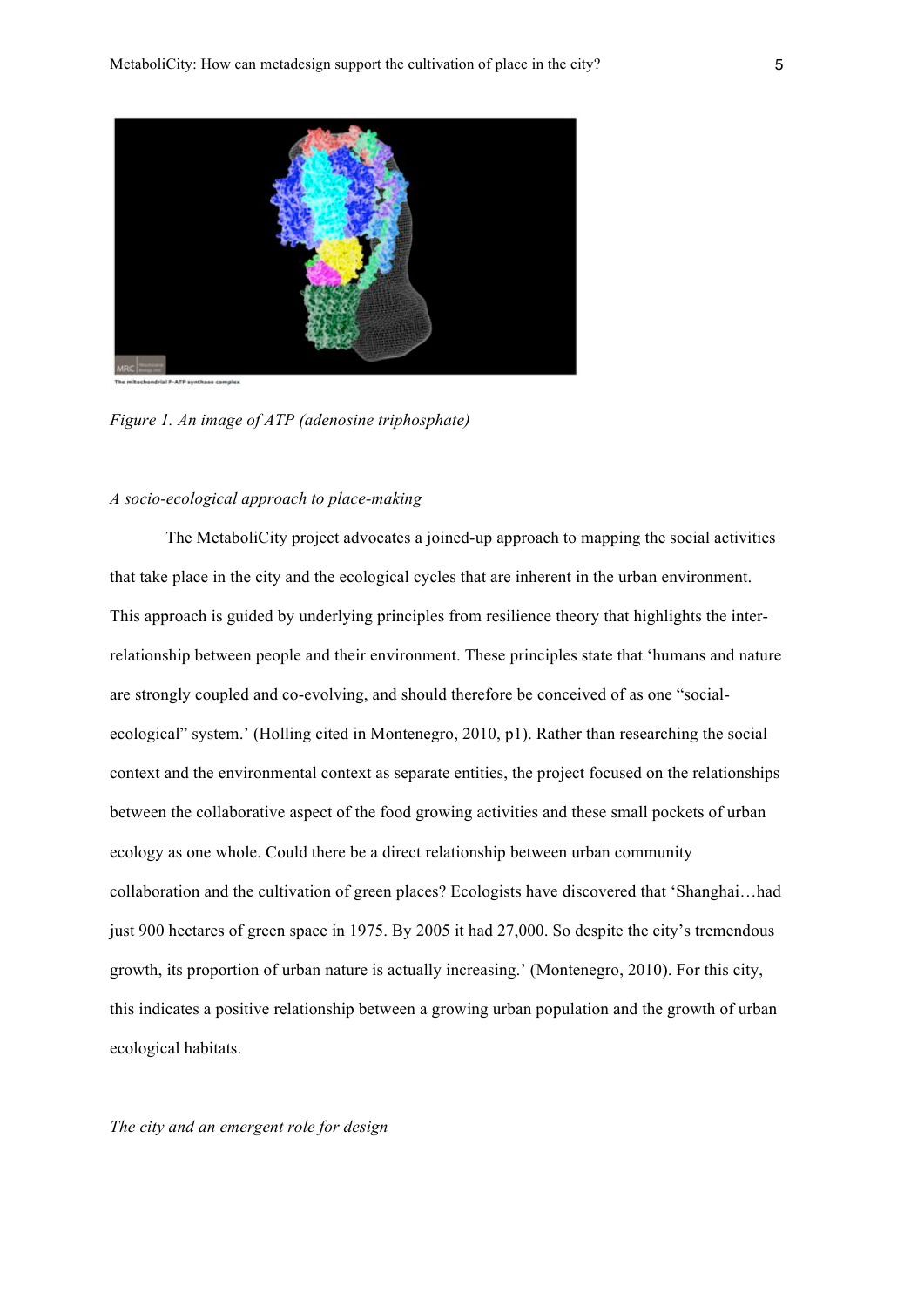*Figure 1. An image of ATP (adenosine triphosphate)*

*A socio-ecological approach to place-making*

The MetaboliCity project advocates a joined-up approach to mapping the social activities that take place in the city and the ecological cycles that are inherent in the urban environment. This approach is guided by underlying principles from resilience theory that highlights the inter-relationship between people and their environment. These principles state that 'humans and nature are strongly coupled and co-evolving, and should therefore be conceived of as one "social-ecological" system.' (Holling cited in Montenegro, 2010, p1). Rather than researching the social context and the environmental context as separate entities, the project focused on the relationships between the collaborative aspect of the food growing activities and these small pockets of urban ecology as one whole. Could there be a direct relationship between urban community collaboration and the cultivation of green places? Ecologists have discovered that 'Shanghai…had just 900 hectares of green space in 1975. By 2005 it had 27,000. So despite the city's tremendous growth, its proportion of urban nature is actually increasing.' (Montenegro, 2010). For this city, this indicates a positive relationship between a growing urban population and the growth of urban ecological habitats.

*The city and an emergent role for design*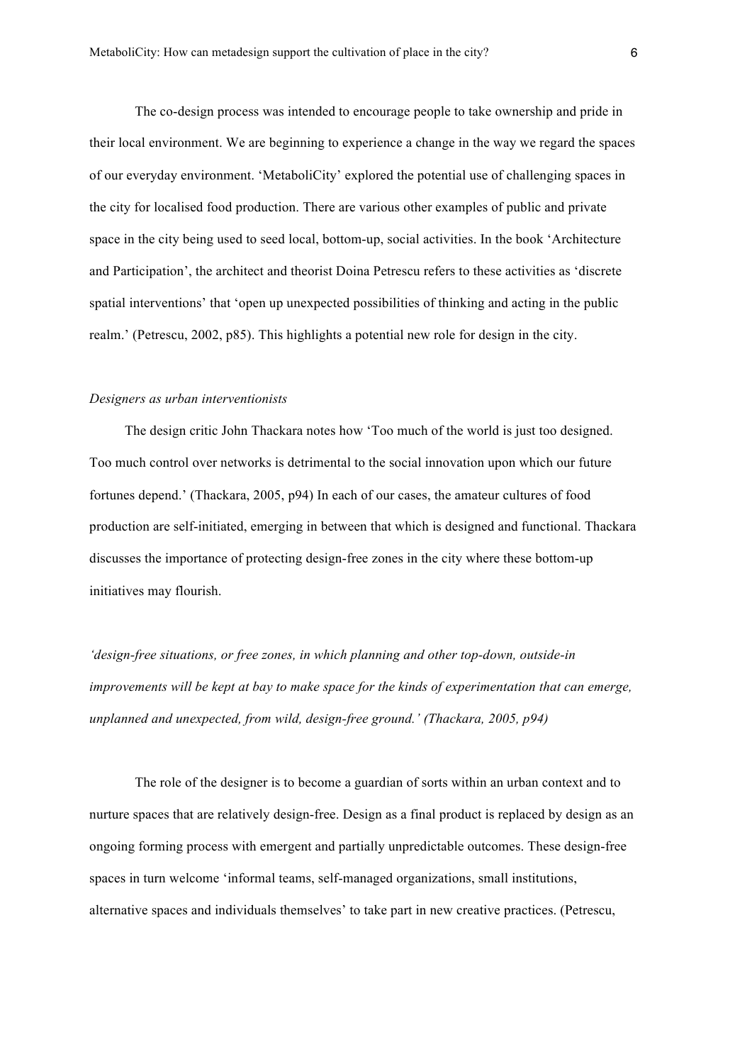The co-design process was intended to encourage people to take ownership and pride in their local environment. We are beginning to experience a change in the way we regard the spaces of our everyday environment. 'MetaboliCity' explored the potential use of challenging spaces in the city for localised food production. There are various other examples of public and private space in the city being used to seed local, bottom-up, social activities. In the book 'Architecture and Participation', the architect and theorist Doina Petrescu refers to these activities as 'discrete spatial interventions' that 'open up unexpected possibilities of thinking and acting in the public realm.' (Petrescu, 2002, p85). This highlights a potential new role for design in the city.

*Designers as urban interventionists*

The design critic John Thackara notes how 'Too much of the world is just too designed. Too much control over networks is detrimental to the social innovation upon which our future fortunes depend.' (Thackara, 2005, p94) In each of our cases, the amateur cultures of food production are self-initiated, emerging in between that which is designed and functional. Thackara discusses the importance of protecting design-free zones in the city where these bottom-up initiatives may flourish.

*'design-free situations, or free zones, in which planning and other top-down, outside-in improvements will be kept at bay to make space for the kinds of experimentation that can emerge, unplanned and unexpected, from wild, design-free ground.' (Thackara, 2005, p94)*

The role of the designer is to become a guardian of sorts within an urban context and to nurture spaces that are relatively design-free. Design as a final product is replaced by design as an ongoing forming process with emergent and partially unpredictable outcomes. These design-free spaces in turn welcome 'informal teams, self-managed organizations, small institutions, alternative spaces and individuals themselves' to take part in new creative practices. (Petrescu,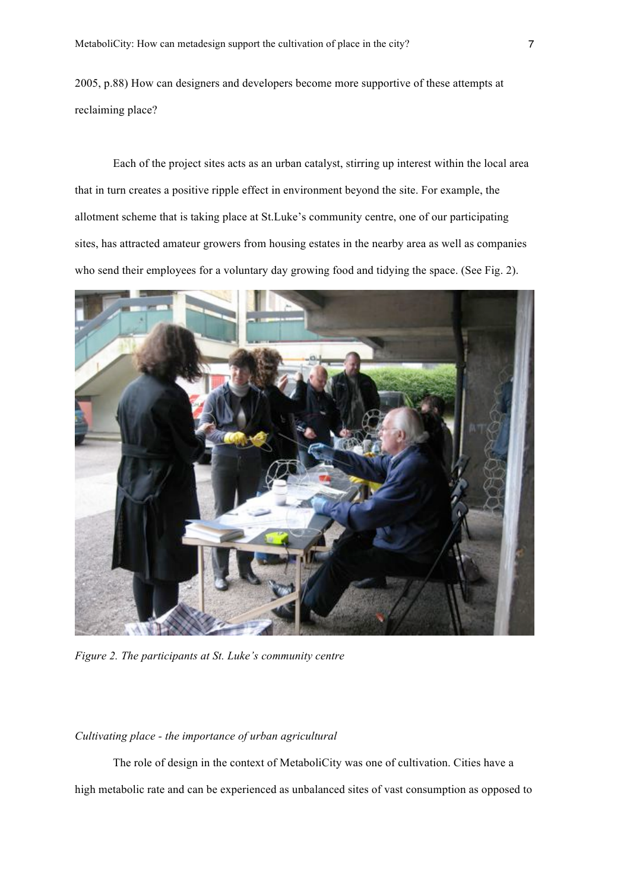2005, p.88) How can designers and developers become more supportive of these attempts at reclaiming place?

Each of the project sites acts as an urban catalyst, stirring up interest within the local area that in turn creates a positive ripple effect in environment beyond the site. For example, the allotment scheme that is taking place at St.Luke's community centre, one of our participating sites, has attracted amateur growers from housing estates in the nearby area as well as companies who send their employees for a voluntary day growing food and tidying the space. (See Fig. 2).

*Figure 2. The participants at St. Luke's community centre*

*Cultivating place - the importance of urban agricultural*

The role of design in the context of MetaboliCity was one of cultivation. Cities have a high metabolic rate and can be experienced as unbalanced sites of vast consumption as opposed to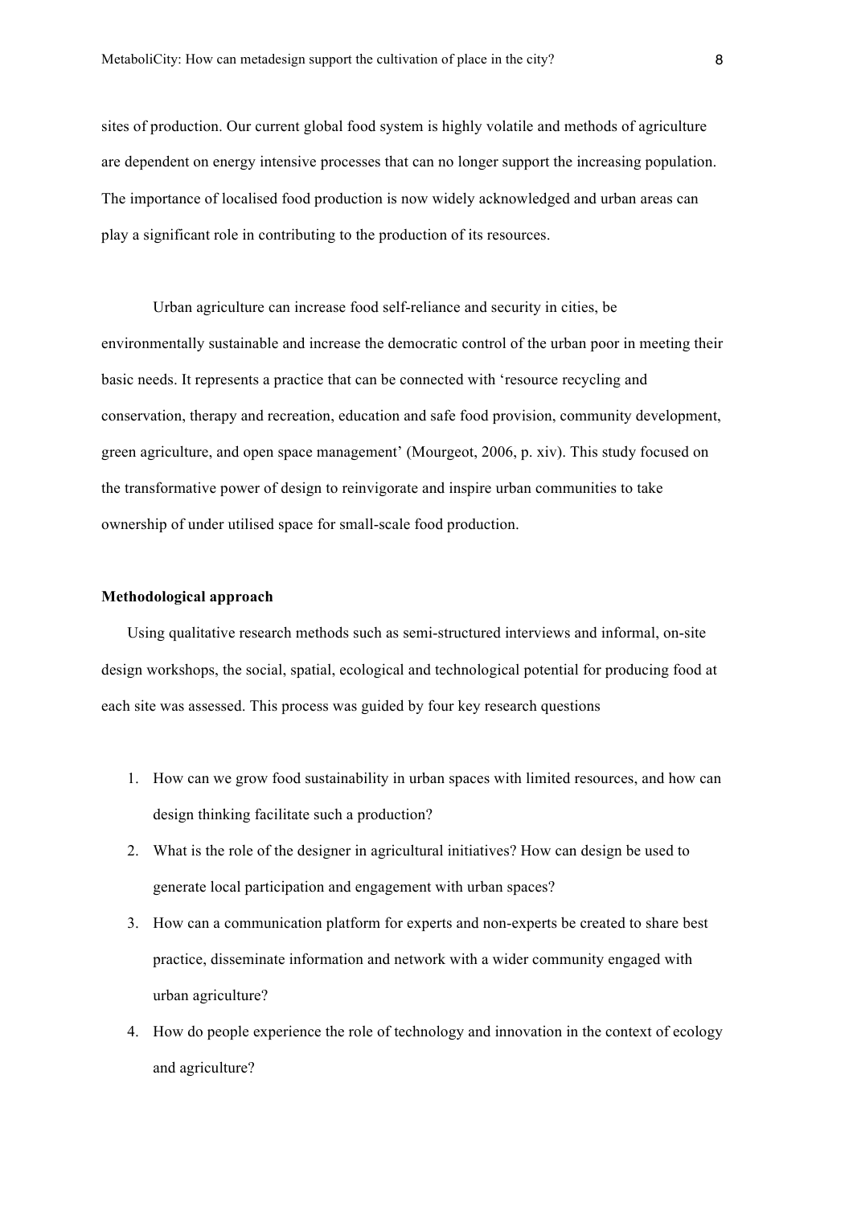sites of production. Our current global food system is highly volatile and methods of agriculture are dependent on energy intensive processes that can no longer support the increasing population. The importance of localised food production is now widely acknowledged and urban areas can play a significant role in contributing to the production of its resources.

Urban agriculture can increase food self-reliance and security in cities, be environmentally sustainable and increase the democratic control of the urban poor in meeting their basic needs. It represents a practice that can be connected with 'resource recycling and conservation, therapy and recreation, education and safe food provision, community development, green agriculture, and open space management' (Mourgeot, 2006, p. xiv). This study focused on the transformative power of design to reinvigorate and inspire urban communities to take ownership of under utilised space for small-scale food production.

**Methodological approach**

Using qualitative research methods such as semi-structured interviews and informal, on-site design workshops, the social, spatial, ecological and technological potential for producing food at each site was assessed. This process was guided by four key research questions

1. How can we grow food sustainability in urban spaces with limited resources, and how can design thinking facilitate such a production?
2. What is the role of the designer in agricultural initiatives? How can design be used to generate local participation and engagement with urban spaces?
3. How can a communication platform for experts and non-experts be created to share best practice, disseminate information and network with a wider community engaged with urban agriculture?
4. How do people experience the role of technology and innovation in the context of ecology and agriculture?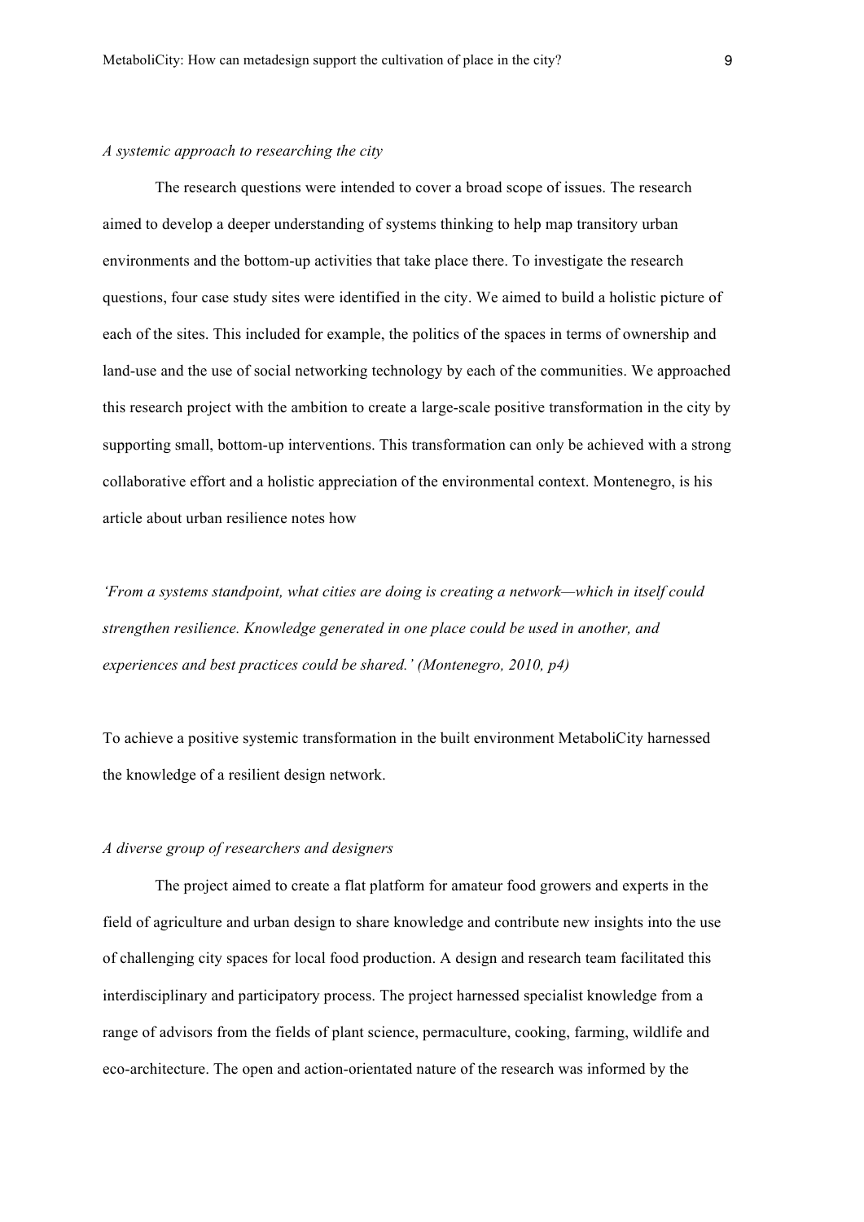*A systemic approach to researching the city*

The research questions were intended to cover a broad scope of issues. The research aimed to develop a deeper understanding of systems thinking to help map transitory urban environments and the bottom-up activities that take place there. To investigate the research questions, four case study sites were identified in the city. We aimed to build a holistic picture of each of the sites. This included for example, the politics of the spaces in terms of ownership and land-use and the use of social networking technology by each of the communities. We approached this research project with the ambition to create a large-scale positive transformation in the city by supporting small, bottom-up interventions. This transformation can only be achieved with a strong collaborative effort and a holistic appreciation of the environmental context. Montenegro, is his article about urban resilience notes how

*'From a systems standpoint, what cities are doing is creating a network—which in itself could strengthen resilience. Knowledge generated in one place could be used in another, and experiences and best practices could be shared.' (Montenegro, 2010, p4)*

To achieve a positive systemic transformation in the built environment MetaboliCity harnessed the knowledge of a resilient design network.

*A diverse group of researchers and designers*

The project aimed to create a flat platform for amateur food growers and experts in the field of agriculture and urban design to share knowledge and contribute new insights into the use of challenging city spaces for local food production. A design and research team facilitated this interdisciplinary and participatory process. The project harnessed specialist knowledge from a range of advisors from the fields of plant science, permaculture, cooking, farming, wildlife and eco-architecture. The open and action-orientated nature of the research was informed by the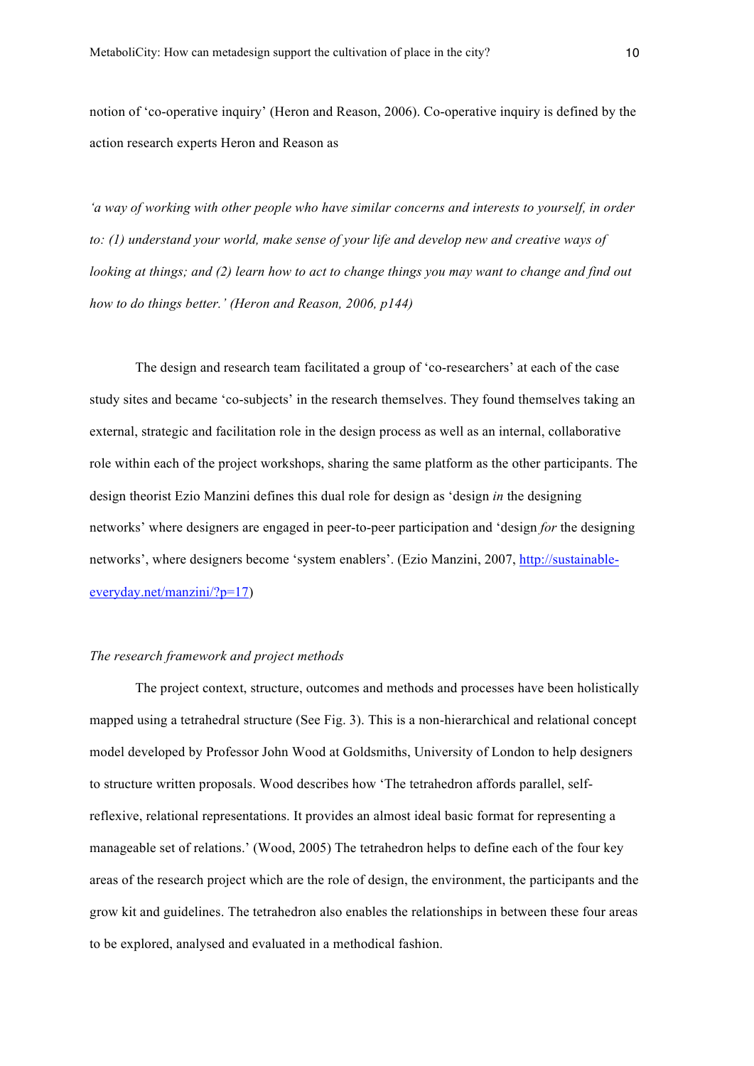notion of 'co-operative inquiry' (Heron and Reason, 2006). Co-operative inquiry is defined by the action research experts Heron and Reason as

*'a way of working with other people who have similar concerns and interests to yourself, in order to: (1) understand your world, make sense of your life and develop new and creative ways of looking at things; and (2) learn how to act to change things you may want to change and find out how to do things better.' (Heron and Reason, 2006, p144)*

The design and research team facilitated a group of 'co-researchers' at each of the case study sites and became 'co-subjects' in the research themselves. They found themselves taking an external, strategic and facilitation role in the design process as well as an internal, collaborative role within each of the project workshops, sharing the same platform as the other participants. The design theorist Ezio Manzini defines this dual role for design as 'design *in* the designing networks' where designers are engaged in peer-to-peer participation and 'design *for* the designing networks', where designers become 'system enablers'. (Ezio Manzini, 2007, http://sustainable-everyday.net/manzini/?p=17)

*The research framework and project methods*

The project context, structure, outcomes and methods and processes have been holistically mapped using a tetrahedral structure (See Fig. 3). This is a non-hierarchical and relational concept model developed by Professor John Wood at Goldsmiths, University of London to help designers to structure written proposals. Wood describes how 'The tetrahedron affords parallel, self-reflexive, relational representations. It provides an almost ideal basic format for representing a manageable set of relations.' (Wood, 2005) The tetrahedron helps to define each of the four key areas of the research project which are the role of design, the environment, the participants and the grow kit and guidelines. The tetrahedron also enables the relationships in between these four areas to be explored, analysed and evaluated in a methodical fashion.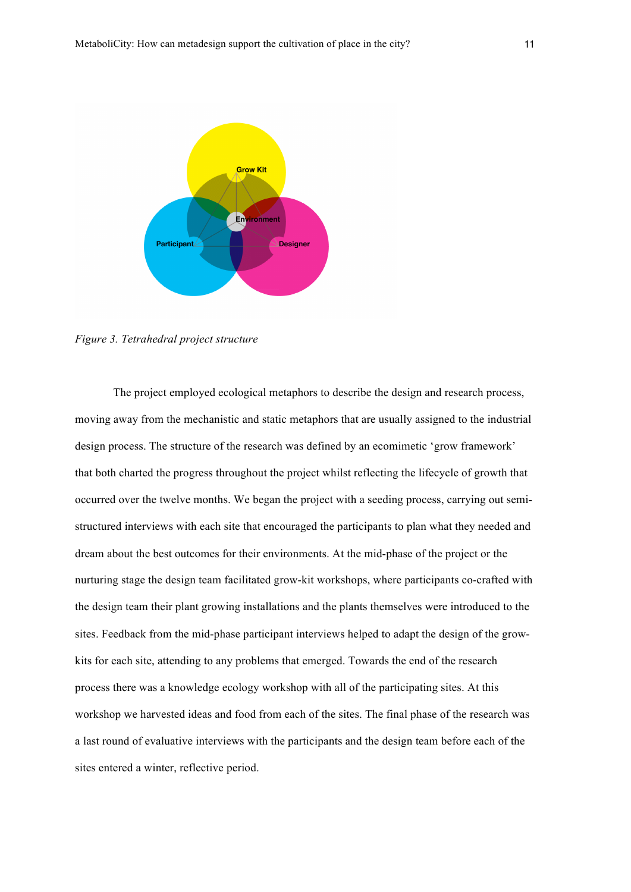*Figure 3. Tetrahedral project structure*

The project employed ecological metaphors to describe the design and research process, moving away from the mechanistic and static metaphors that are usually assigned to the industrial design process. The structure of the research was defined by an ecomimetic 'grow framework' that both charted the progress throughout the project whilst reflecting the lifecycle of growth that occurred over the twelve months. We began the project with a seeding process, carrying out semi-structured interviews with each site that encouraged the participants to plan what they needed and dream about the best outcomes for their environments. At the mid-phase of the project or the nurturing stage the design team facilitated grow-kit workshops, where participants co-crafted with the design team their plant growing installations and the plants themselves were introduced to the sites. Feedback from the mid-phase participant interviews helped to adapt the design of the grow-kits for each site, attending to any problems that emerged. Towards the end of the research process there was a knowledge ecology workshop with all of the participating sites. At this workshop we harvested ideas and food from each of the sites. The final phase of the research was a last round of evaluative interviews with the participants and the design team before each of the sites entered a winter, reflective period.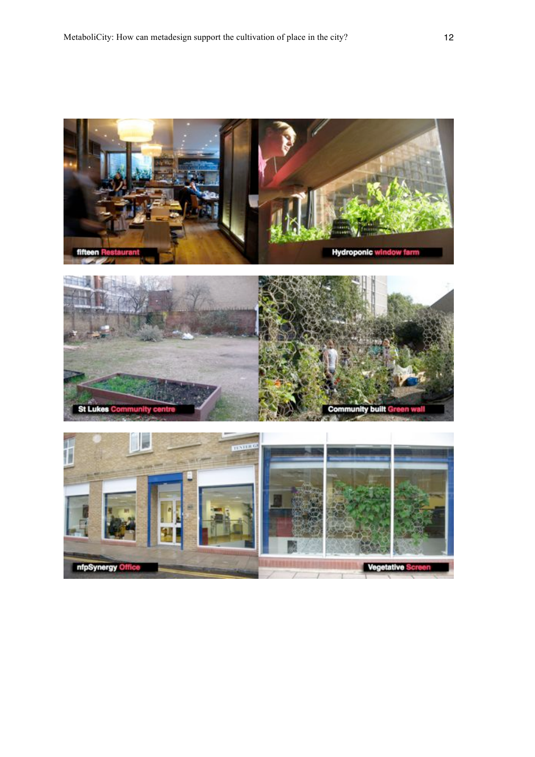fifteen Restaurant

Hydroponic window farm

St Lukes Community centre

Community built Green wall

nfpSynergy Office

Vegetative Screen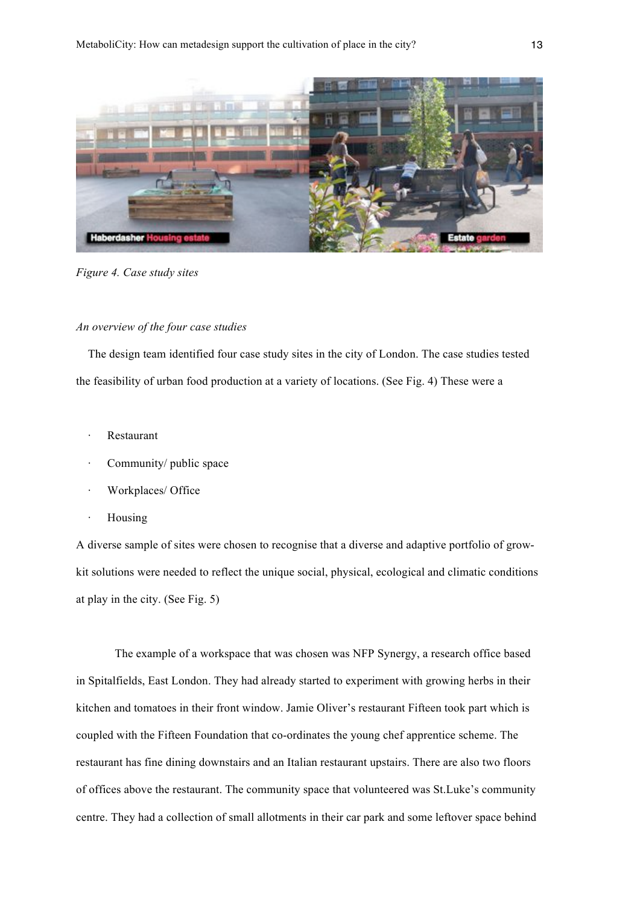Figure 4. Case study sites

*An overview of the four case studies*

The design team identified four case study sites in the city of London. The case studies tested the feasibility of urban food production at a variety of locations. (See Fig. 4) These were a

- Restaurant
- Community/ public space
- Workplaces/ Office
- Housing

A diverse sample of sites were chosen to recognise that a diverse and adaptive portfolio of grow-kit solutions were needed to reflect the unique social, physical, ecological and climatic conditions at play in the city. (See Fig. 5)

The example of a workspace that was chosen was NFP Synergy, a research office based in Spitalfields, East London. They had already started to experiment with growing herbs in their kitchen and tomatoes in their front window. Jamie Oliver's restaurant Fifteen took part which is coupled with the Fifteen Foundation that co-ordinates the young chef apprentice scheme. The restaurant has fine dining downstairs and an Italian restaurant upstairs. There are also two floors of offices above the restaurant. The community space that volunteered was St.Luke's community centre. They had a collection of small allotments in their car park and some leftover space behind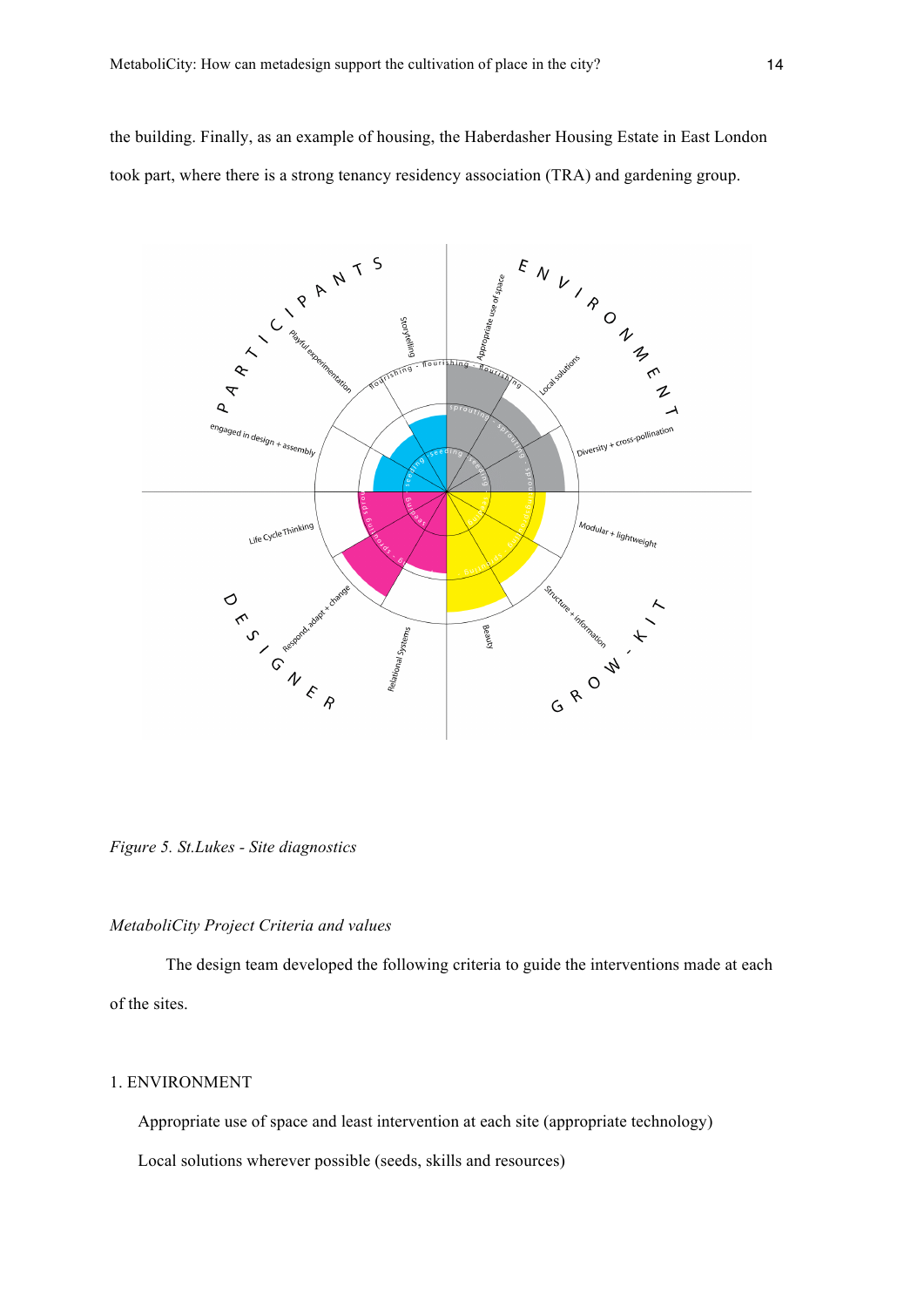the building. Finally, as an example of housing, the Haberdasher Housing Estate in East London took part, where there is a strong tenancy residency association (TRA) and gardening group.

*Figure 5. St.Lukes - Site diagnostics*

*MetaboliCity Project Criteria and values*

The design team developed the following criteria to guide the interventions made at each of the sites.

1. ENVIRONMENT

Appropriate use of space and least intervention at each site (appropriate technology)

Local solutions wherever possible (seeds, skills and resources)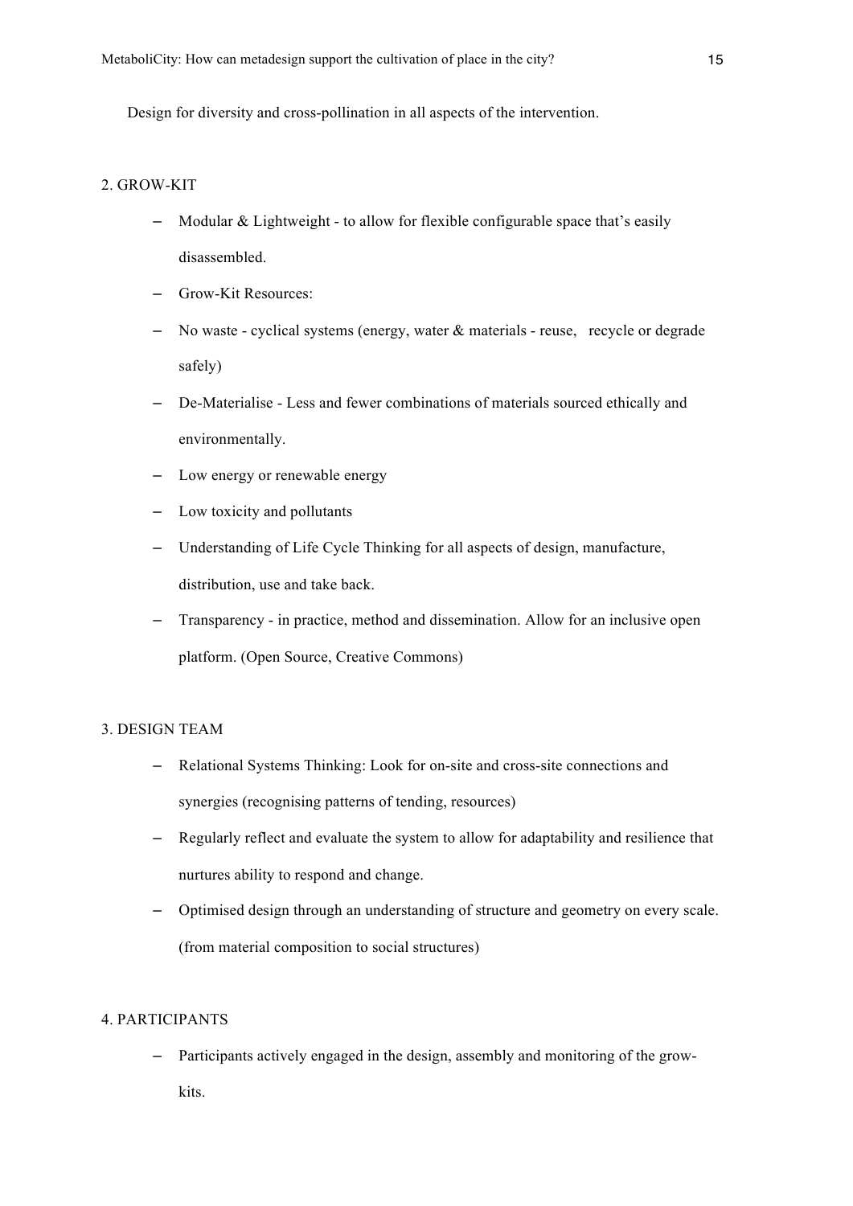Design for diversity and cross-pollination in all aspects of the intervention.

2. GROW-KIT

- Modular & Lightweight - to allow for flexible configurable space that's easily disassembled.
- Grow-Kit Resources:
- No waste - cyclical systems (energy, water & materials - reuse, recycle or degrade safely)
- De-Materialise - Less and fewer combinations of materials sourced ethically and environmentally.
- Low energy or renewable energy
- Low toxicity and pollutants
- Understanding of Life Cycle Thinking for all aspects of design, manufacture, distribution, use and take back.
- Transparency - in practice, method and dissemination. Allow for an inclusive open platform. (Open Source, Creative Commons)

3. DESIGN TEAM

- Relational Systems Thinking: Look for on-site and cross-site connections and synergies (recognising patterns of tending, resources)
- Regularly reflect and evaluate the system to allow for adaptability and resilience that nurtures ability to respond and change.
- Optimised design through an understanding of structure and geometry on every scale. (from material composition to social structures)

4. PARTICIPANTS

- Participants actively engaged in the design, assembly and monitoring of the grow-kits.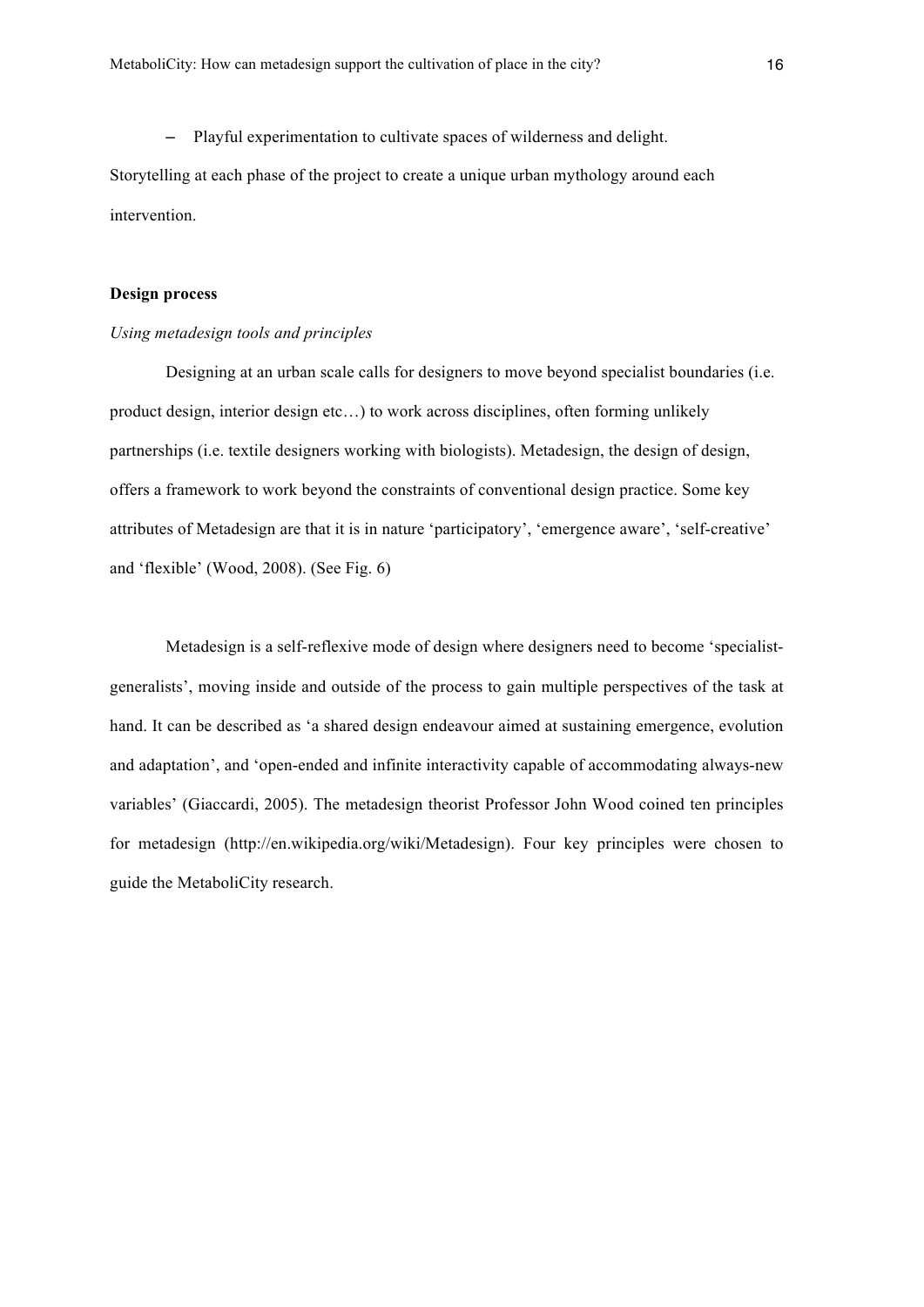- Playful experimentation to cultivate spaces of wilderness and delight.

Storytelling at each phase of the project to create a unique urban mythology around each intervention.

**Design process**

*Using metadesign tools and principles*

Designing at an urban scale calls for designers to move beyond specialist boundaries (i.e. product design, interior design etc…) to work across disciplines, often forming unlikely partnerships (i.e. textile designers working with biologists). Metadesign, the design of design, offers a framework to work beyond the constraints of conventional design practice. Some key attributes of Metadesign are that it is in nature 'participatory', 'emergence aware', 'self-creative' and 'flexible' (Wood, 2008). (See Fig. 6)

Metadesign is a self-reflexive mode of design where designers need to become 'specialist-generalists', moving inside and outside of the process to gain multiple perspectives of the task at hand. It can be described as 'a shared design endeavour aimed at sustaining emergence, evolution and adaptation', and 'open-ended and infinite interactivity capable of accommodating always-new variables' (Giaccardi, 2005). The metadesign theorist Professor John Wood coined ten principles for metadesign (http://en.wikipedia.org/wiki/Metadesign). Four key principles were chosen to guide the MetaboliCity research.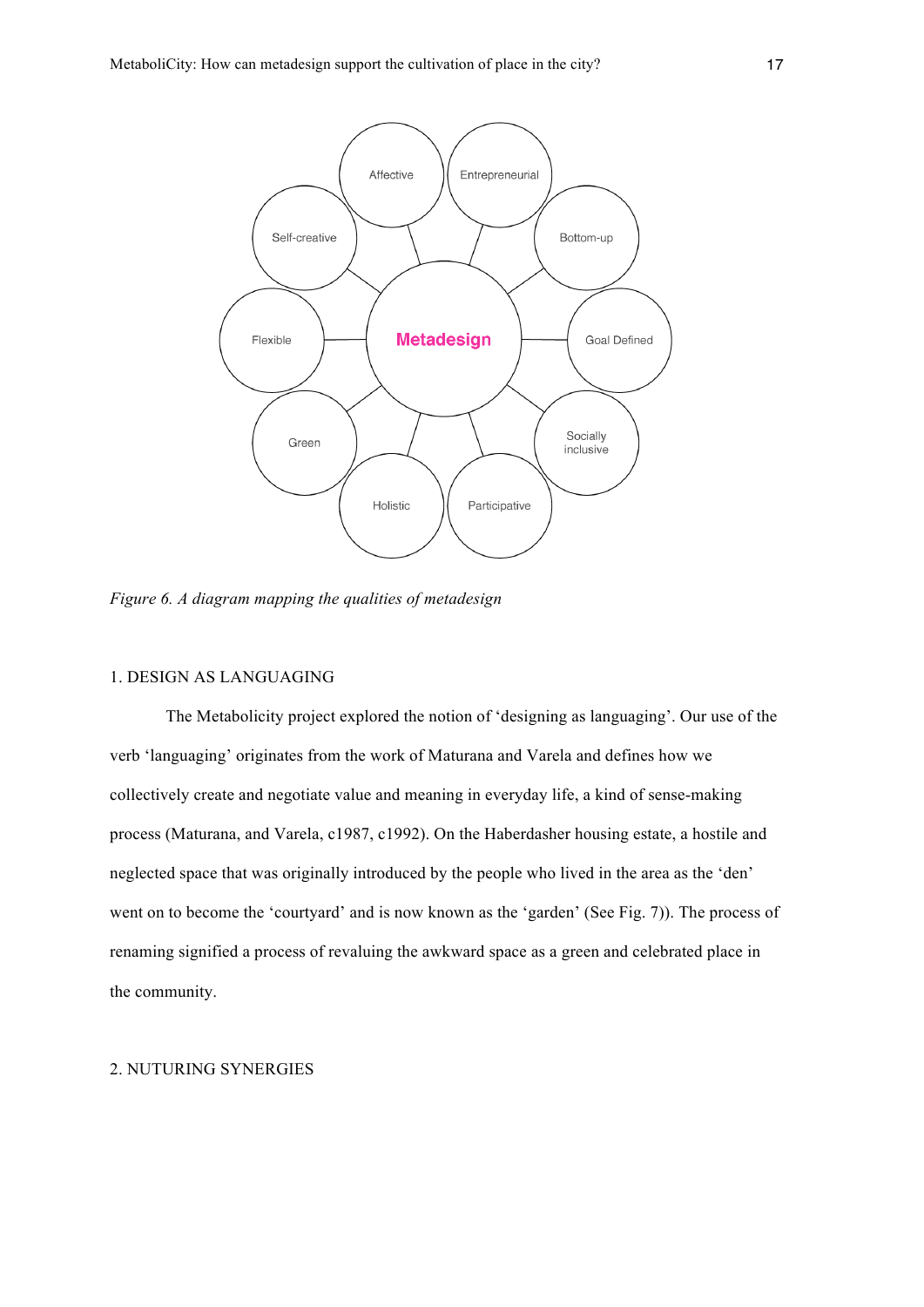*Figure 6. A diagram mapping the qualities of metadesign*

1. DESIGN AS LANGUAGING

The Metabolicity project explored the notion of 'designing as languaging'. Our use of the verb 'languaging' originates from the work of Maturana and Varela and defines how we collectively create and negotiate value and meaning in everyday life, a kind of sense-making process (Maturana, and Varela, c1987, c1992). On the Haberdasher housing estate, a hostile and neglected space that was originally introduced by the people who lived in the area as the 'den' went on to become the 'courtyard' and is now known as the 'garden' (See Fig. 7)). The process of renaming signified a process of revaluing the awkward space as a green and celebrated place in the community.

2. NUTURING SYNERGIES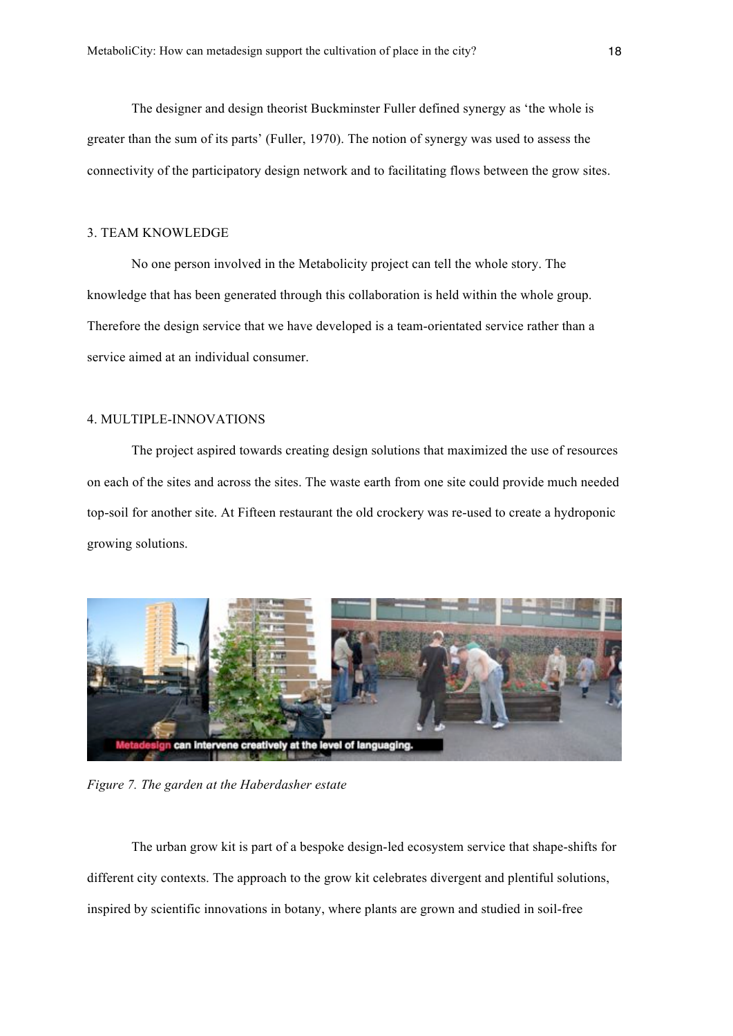The designer and design theorist Buckminster Fuller defined synergy as 'the whole is greater than the sum of its parts' (Fuller, 1970). The notion of synergy was used to assess the connectivity of the participatory design network and to facilitating flows between the grow sites.

### 3. TEAM KNOWLEDGE

No one person involved in the Metabolicity project can tell the whole story. The knowledge that has been generated through this collaboration is held within the whole group. Therefore the design service that we have developed is a team-orientated service rather than a service aimed at an individual consumer.

### 4. MULTIPLE-INNOVATIONS

The project aspired towards creating design solutions that maximized the use of resources on each of the sites and across the sites. The waste earth from one site could provide much needed top-soil for another site. At Fifteen restaurant the old crockery was re-used to create a hydroponic growing solutions.

*Figure 7. The garden at the Haberdasher estate*

The urban grow kit is part of a bespoke design-led ecosystem service that shape-shifts for different city contexts. The approach to the grow kit celebrates divergent and plentiful solutions, inspired by scientific innovations in botany, where plants are grown and studied in soil-free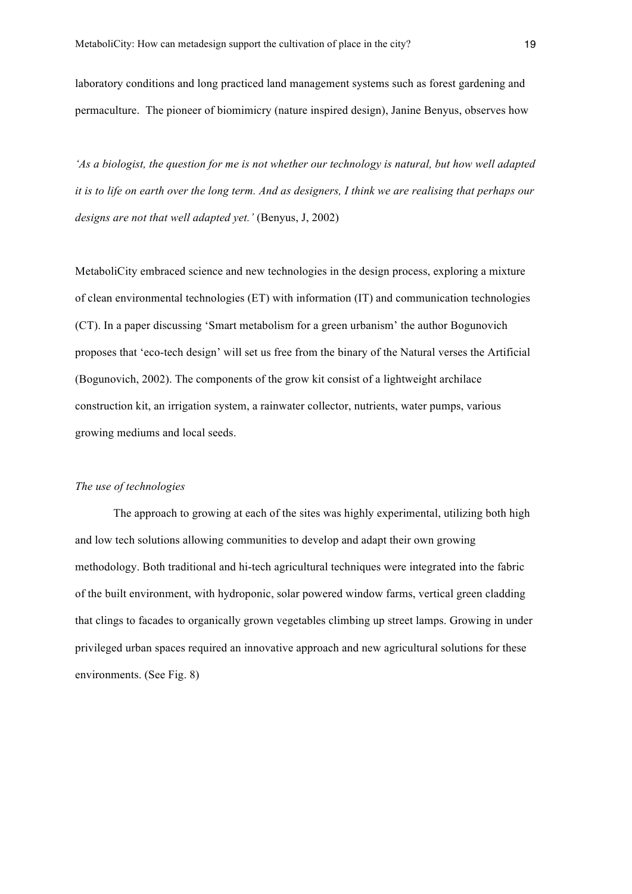laboratory conditions and long practiced land management systems such as forest gardening and permaculture. The pioneer of biomimicry (nature inspired design), Janine Benyus, observes how

*'As a biologist, the question for me is not whether our technology is natural, but how well adapted it is to life on earth over the long term. And as designers, I think we are realising that perhaps our designs are not that well adapted yet.'* (Benyus, J, 2002)

MetaboliCity embraced science and new technologies in the design process, exploring a mixture of clean environmental technologies (ET) with information (IT) and communication technologies (CT). In a paper discussing 'Smart metabolism for a green urbanism' the author Bogunovich proposes that 'eco-tech design' will set us free from the binary of the Natural verses the Artificial (Bogunovich, 2002). The components of the grow kit consist of a lightweight archilace construction kit, an irrigation system, a rainwater collector, nutrients, water pumps, various growing mediums and local seeds.

*The use of technologies*

The approach to growing at each of the sites was highly experimental, utilizing both high and low tech solutions allowing communities to develop and adapt their own growing methodology. Both traditional and hi-tech agricultural techniques were integrated into the fabric of the built environment, with hydroponic, solar powered window farms, vertical green cladding that clings to facades to organically grown vegetables climbing up street lamps. Growing in under privileged urban spaces required an innovative approach and new agricultural solutions for these environments. (See Fig. 8)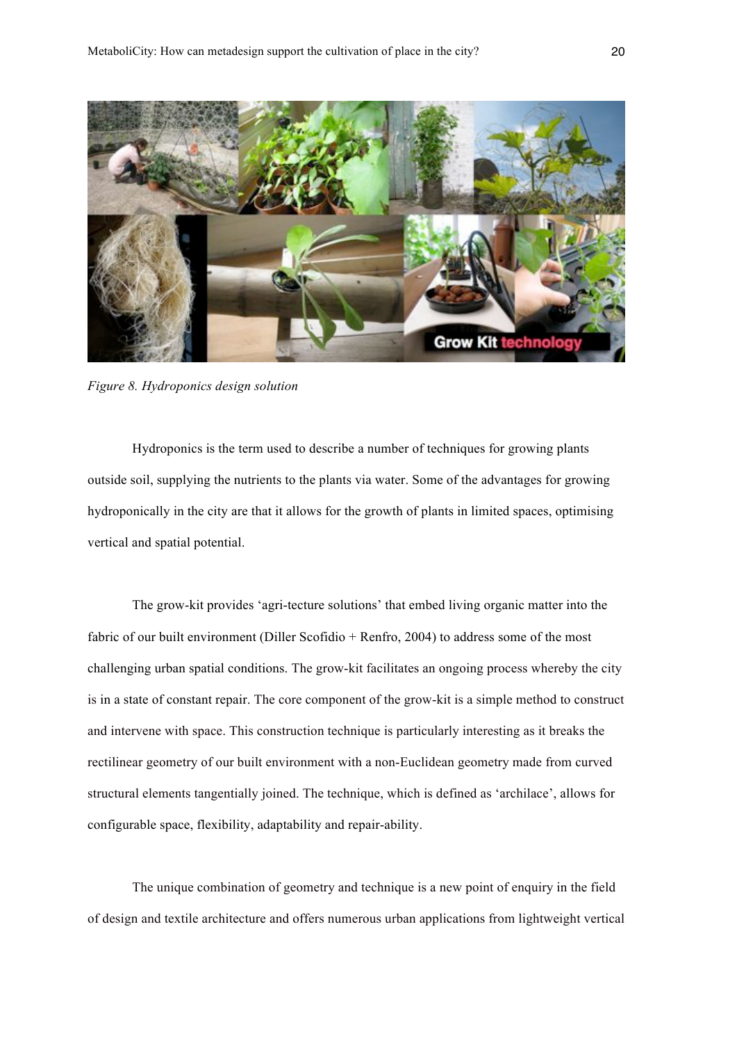*Figure 8. Hydroponics design solution*

Hydroponics is the term used to describe a number of techniques for growing plants outside soil, supplying the nutrients to the plants via water. Some of the advantages for growing hydroponically in the city are that it allows for the growth of plants in limited spaces, optimising vertical and spatial potential.

The grow-kit provides 'agri-tecture solutions' that embed living organic matter into the fabric of our built environment (Diller Scofidio + Renfro, 2004) to address some of the most challenging urban spatial conditions. The grow-kit facilitates an ongoing process whereby the city is in a state of constant repair. The core component of the grow-kit is a simple method to construct and intervene with space. This construction technique is particularly interesting as it breaks the rectilinear geometry of our built environment with a non-Euclidean geometry made from curved structural elements tangentially joined. The technique, which is defined as 'archilace', allows for configurable space, flexibility, adaptability and repair-ability.

The unique combination of geometry and technique is a new point of enquiry in the field of design and textile architecture and offers numerous urban applications from lightweight vertical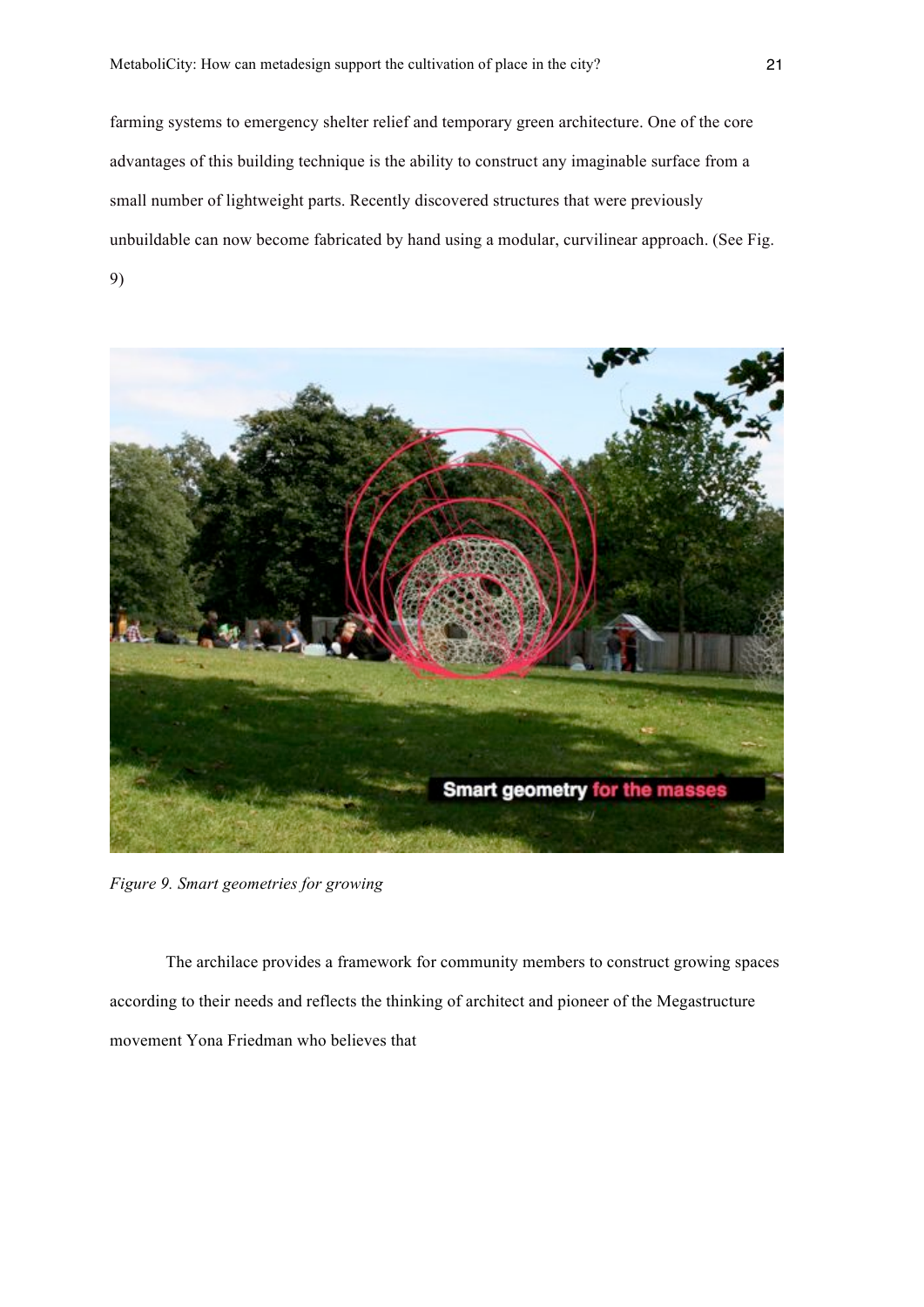farming systems to emergency shelter relief and temporary green architecture. One of the core advantages of this building technique is the ability to construct any imaginable surface from a small number of lightweight parts. Recently discovered structures that were previously unbuildable can now become fabricated by hand using a modular, curvilinear approach. (See Fig. 9)

*Figure 9. Smart geometries for growing*

The archilace provides a framework for community members to construct growing spaces according to their needs and reflects the thinking of architect and pioneer of the Megastructure movement Yona Friedman who believes that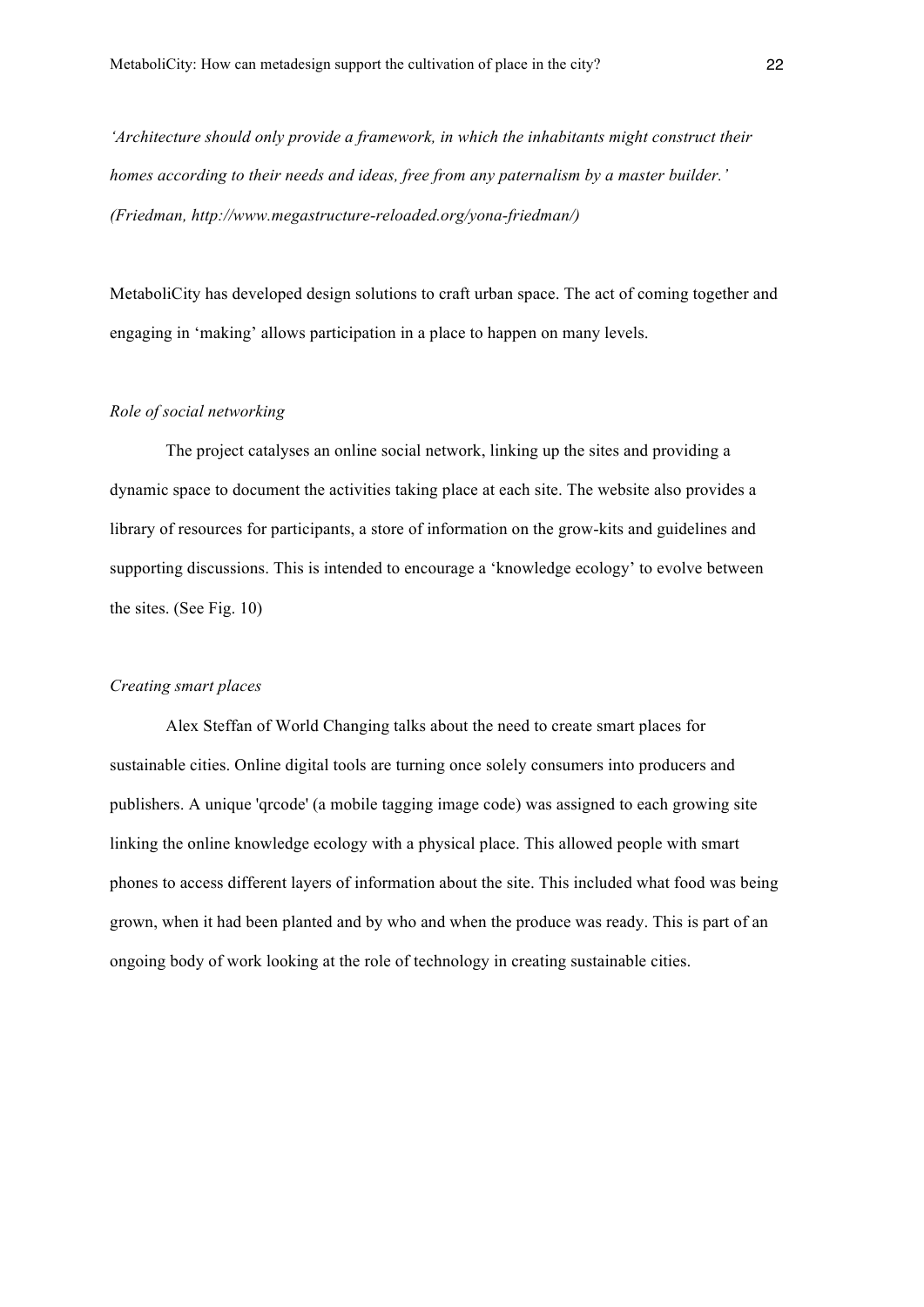*'Architecture should only provide a framework, in which the inhabitants might construct their homes according to their needs and ideas, free from any paternalism by a master builder.' (Friedman, http://www.megastructure-reloaded.org/yona-friedman/)*

MetaboliCity has developed design solutions to craft urban space. The act of coming together and engaging in 'making' allows participation in a place to happen on many levels.

*Role of social networking*

The project catalyses an online social network, linking up the sites and providing a dynamic space to document the activities taking place at each site. The website also provides a library of resources for participants, a store of information on the grow-kits and guidelines and supporting discussions. This is intended to encourage a 'knowledge ecology' to evolve between the sites. (See Fig. 10)

*Creating smart places*

Alex Steffan of World Changing talks about the need to create smart places for sustainable cities. Online digital tools are turning once solely consumers into producers and publishers. A unique 'qrcode' (a mobile tagging image code) was assigned to each growing site linking the online knowledge ecology with a physical place. This allowed people with smart phones to access different layers of information about the site. This included what food was being grown, when it had been planted and by who and when the produce was ready. This is part of an ongoing body of work looking at the role of technology in creating sustainable cities.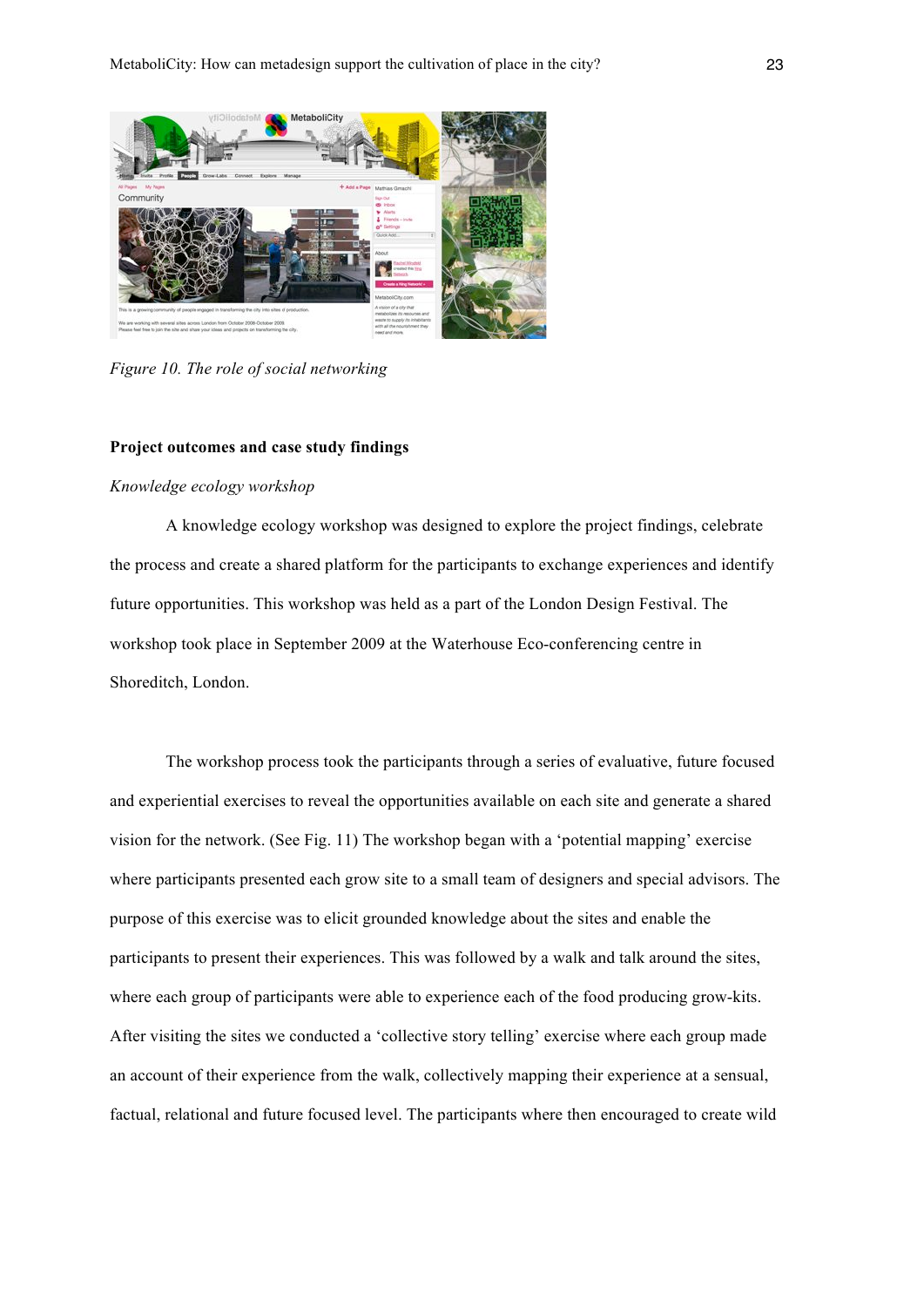*Figure 10. The role of social networking*

**Project outcomes and case study findings**

*Knowledge ecology workshop*

A knowledge ecology workshop was designed to explore the project findings, celebrate the process and create a shared platform for the participants to exchange experiences and identify future opportunities. This workshop was held as a part of the London Design Festival. The workshop took place in September 2009 at the Waterhouse Eco-conferencing centre in Shoreditch, London.

The workshop process took the participants through a series of evaluative, future focused and experiential exercises to reveal the opportunities available on each site and generate a shared vision for the network. (See Fig. 11) The workshop began with a 'potential mapping' exercise where participants presented each grow site to a small team of designers and special advisors. The purpose of this exercise was to elicit grounded knowledge about the sites and enable the participants to present their experiences. This was followed by a walk and talk around the sites, where each group of participants were able to experience each of the food producing grow-kits. After visiting the sites we conducted a 'collective story telling' exercise where each group made an account of their experience from the walk, collectively mapping their experience at a sensual, factual, relational and future focused level. The participants where then encouraged to create wild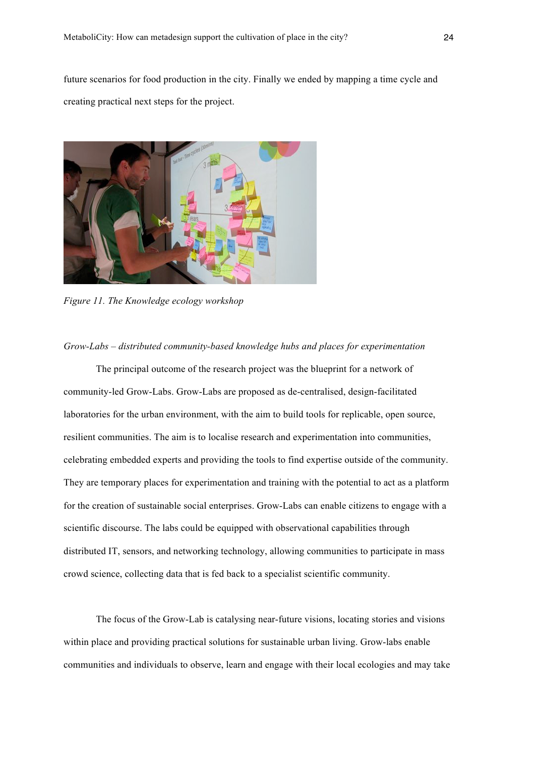future scenarios for food production in the city. Finally we ended by mapping a time cycle and creating practical next steps for the project.

*Figure 11. The Knowledge ecology workshop*

*Grow-Labs – distributed community-based knowledge hubs and places for experimentation*

The principal outcome of the research project was the blueprint for a network of community-led Grow-Labs. Grow-Labs are proposed as de-centralised, design-facilitated laboratories for the urban environment, with the aim to build tools for replicable, open source, resilient communities. The aim is to localise research and experimentation into communities, celebrating embedded experts and providing the tools to find expertise outside of the community. They are temporary places for experimentation and training with the potential to act as a platform for the creation of sustainable social enterprises. Grow-Labs can enable citizens to engage with a scientific discourse. The labs could be equipped with observational capabilities through distributed IT, sensors, and networking technology, allowing communities to participate in mass crowd science, collecting data that is fed back to a specialist scientific community.

The focus of the Grow-Lab is catalysing near-future visions, locating stories and visions within place and providing practical solutions for sustainable urban living. Grow-labs enable communities and individuals to observe, learn and engage with their local ecologies and may take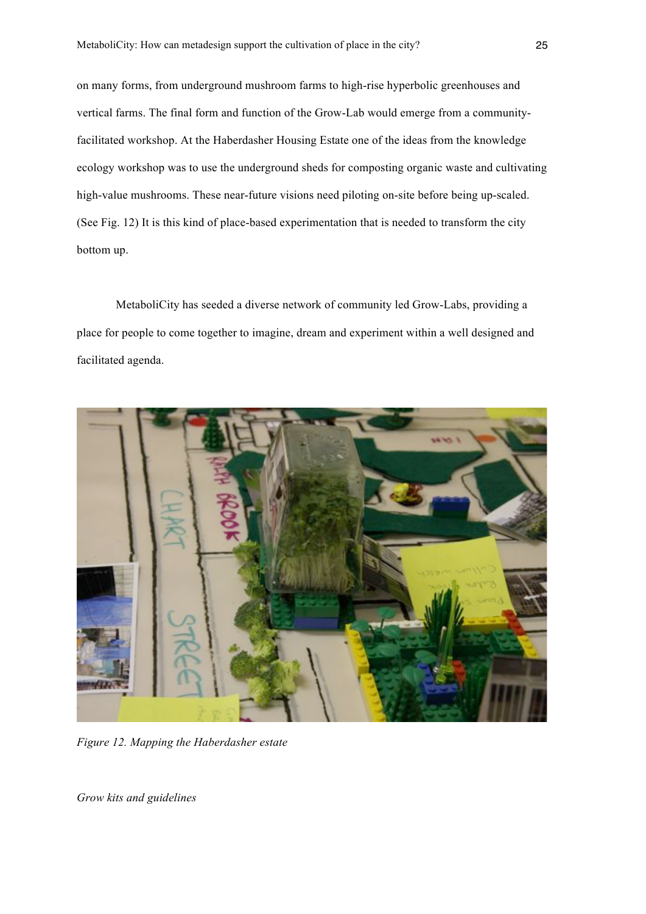on many forms, from underground mushroom farms to high-rise hyperbolic greenhouses and vertical farms. The final form and function of the Grow-Lab would emerge from a community-facilitated workshop. At the Haberdasher Housing Estate one of the ideas from the knowledge ecology workshop was to use the underground sheds for composting organic waste and cultivating high-value mushrooms. These near-future visions need piloting on-site before being up-scaled. (See Fig. 12) It is this kind of place-based experimentation that is needed to transform the city bottom up.

MetaboliCity has seeded a diverse network of community led Grow-Labs, providing a place for people to come together to imagine, dream and experiment within a well designed and facilitated agenda.

*Figure 12. Mapping the Haberdasher estate*

*Grow kits and guidelines*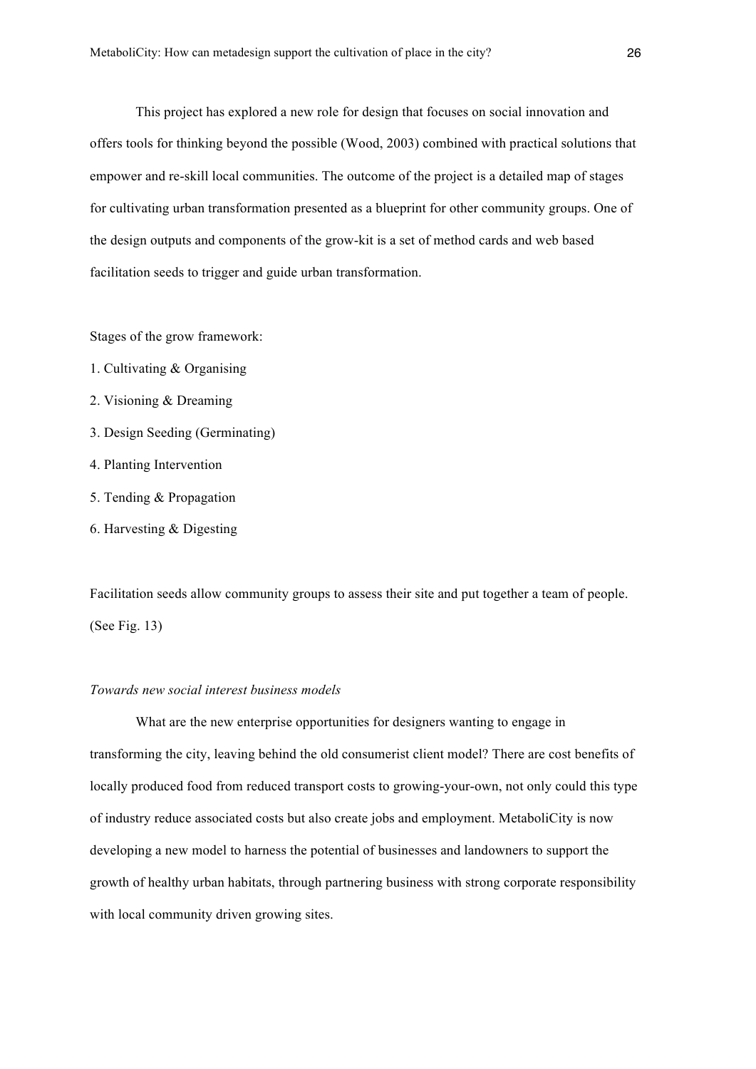This project has explored a new role for design that focuses on social innovation and offers tools for thinking beyond the possible (Wood, 2003) combined with practical solutions that empower and re-skill local communities. The outcome of the project is a detailed map of stages for cultivating urban transformation presented as a blueprint for other community groups. One of the design outputs and components of the grow-kit is a set of method cards and web based facilitation seeds to trigger and guide urban transformation.

Stages of the grow framework:

1. Cultivating & Organising
2. Visioning & Dreaming
3. Design Seeding (Germinating)
4. Planting Intervention
5. Tending & Propagation
6. Harvesting & Digesting

Facilitation seeds allow community groups to assess their site and put together a team of people. (See Fig. 13)

*Towards new social interest business models*

What are the new enterprise opportunities for designers wanting to engage in transforming the city, leaving behind the old consumerist client model? There are cost benefits of locally produced food from reduced transport costs to growing-your-own, not only could this type of industry reduce associated costs but also create jobs and employment. MetaboliCity is now developing a new model to harness the potential of businesses and landowners to support the growth of healthy urban habitats, through partnering business with strong corporate responsibility with local community driven growing sites.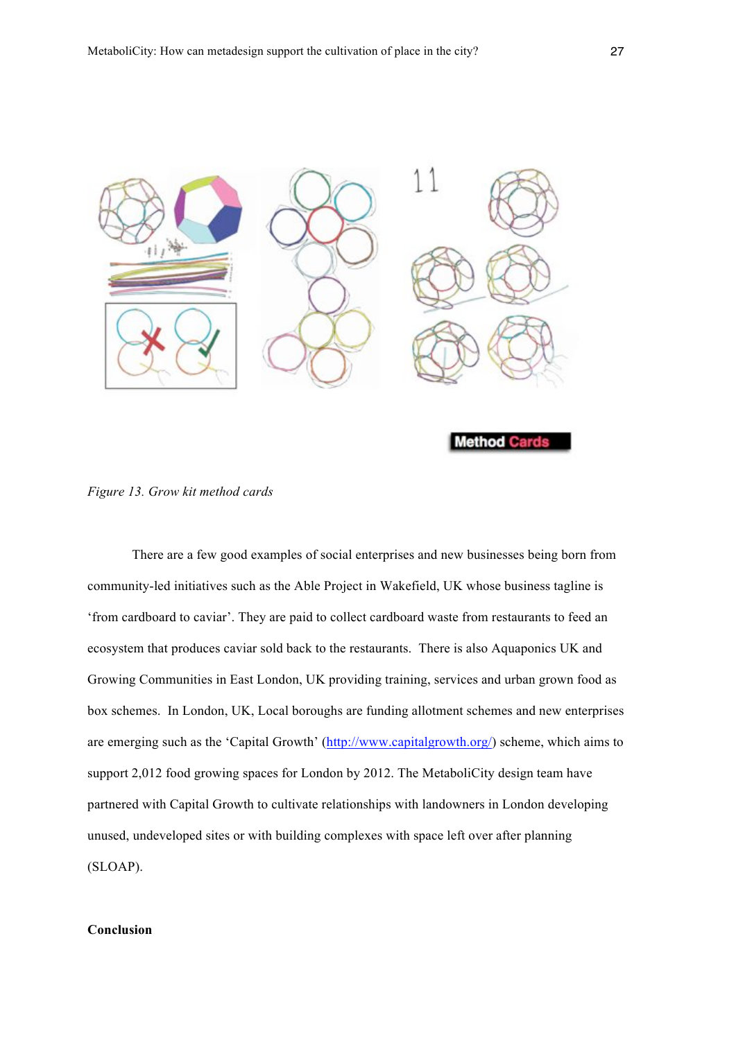*Figure 13. Grow kit method cards*

There are a few good examples of social enterprises and new businesses being born from community-led initiatives such as the Able Project in Wakefield, UK whose business tagline is 'from cardboard to caviar'. They are paid to collect cardboard waste from restaurants to feed an ecosystem that produces caviar sold back to the restaurants. There is also Aquaponics UK and Growing Communities in East London, UK providing training, services and urban grown food as box schemes. In London, UK, Local boroughs are funding allotment schemes and new enterprises are emerging such as the 'Capital Growth' (http://www.capitalgrowth.org/) scheme, which aims to support 2,012 food growing spaces for London by 2012. The MetaboliCity design team have partnered with Capital Growth to cultivate relationships with landowners in London developing unused, undeveloped sites or with building complexes with space left over after planning (SLOAP).

**Conclusion**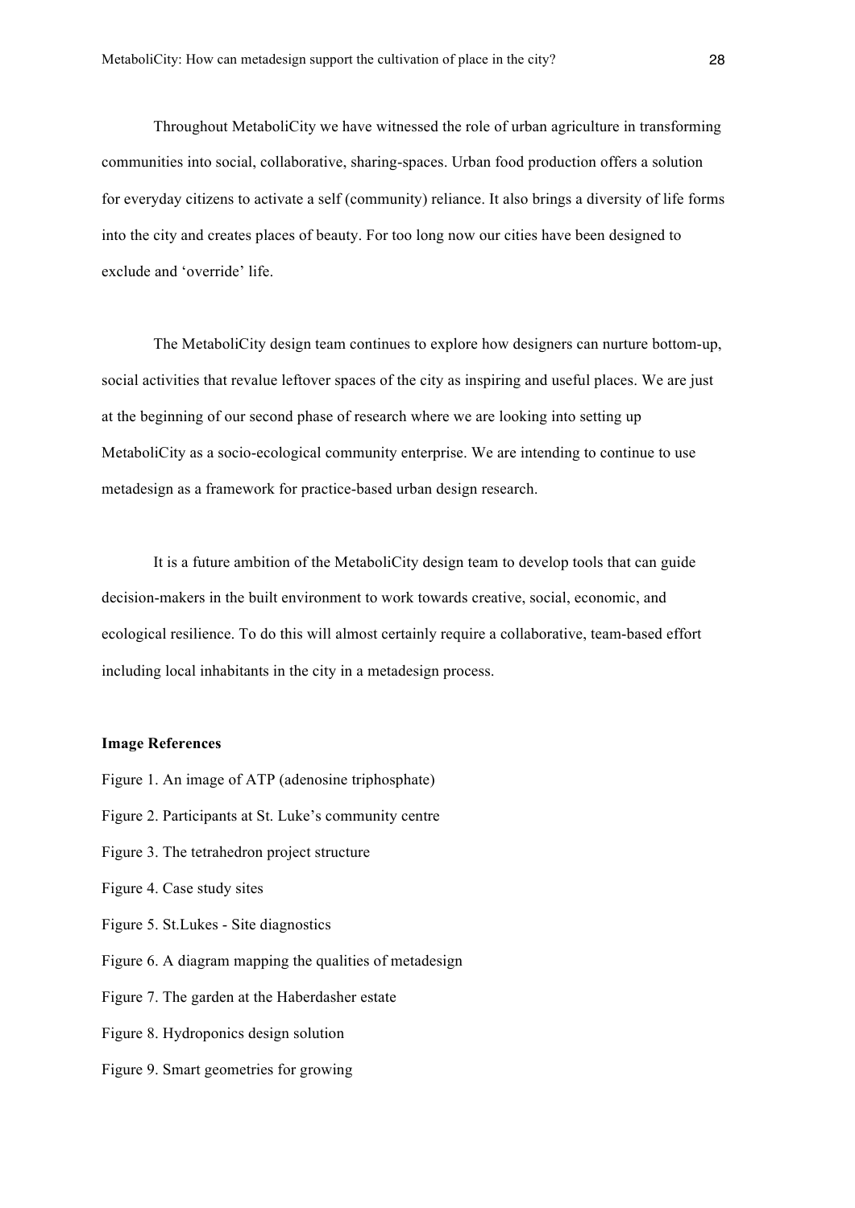Throughout MetaboliCity we have witnessed the role of urban agriculture in transforming communities into social, collaborative, sharing-spaces. Urban food production offers a solution for everyday citizens to activate a self (community) reliance. It also brings a diversity of life forms into the city and creates places of beauty. For too long now our cities have been designed to exclude and 'override' life.

The MetaboliCity design team continues to explore how designers can nurture bottom-up, social activities that revalue leftover spaces of the city as inspiring and useful places. We are just at the beginning of our second phase of research where we are looking into setting up MetaboliCity as a socio-ecological community enterprise. We are intending to continue to use metadesign as a framework for practice-based urban design research.

It is a future ambition of the MetaboliCity design team to develop tools that can guide decision-makers in the built environment to work towards creative, social, economic, and ecological resilience. To do this will almost certainly require a collaborative, team-based effort including local inhabitants in the city in a metadesign process.

**Image References**

Figure 1. An image of ATP (adenosine triphosphate)

Figure 2. Participants at St. Luke's community centre

Figure 3. The tetrahedron project structure

Figure 4. Case study sites

Figure 5. St.Lukes - Site diagnostics

Figure 6. A diagram mapping the qualities of metadesign

Figure 7. The garden at the Haberdasher estate

Figure 8. Hydroponics design solution

Figure 9. Smart geometries for growing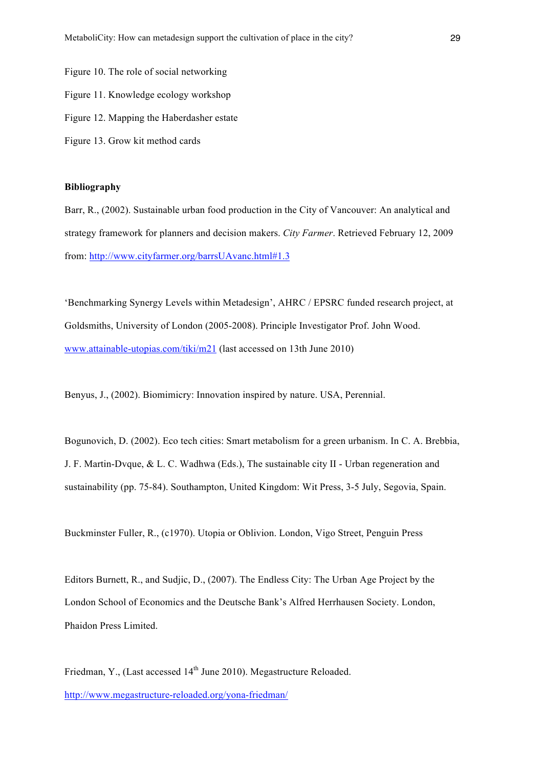Figure 10. The role of social networking

Figure 11. Knowledge ecology workshop

Figure 12. Mapping the Haberdasher estate

Figure 13. Grow kit method cards

**Bibliography**

Barr, R., (2002). Sustainable urban food production in the City of Vancouver: An analytical and strategy framework for planners and decision makers. *City Farmer*. Retrieved February 12, 2009 from: http://www.cityfarmer.org/barrsUAvanc.html#1.3

'Benchmarking Synergy Levels within Metadesign', AHRC / EPSRC funded research project, at Goldsmiths, University of London (2005-2008). Principle Investigator Prof. John Wood. www.attainable-utopias.com/tiki/m21 (last accessed on 13th June 2010)

Benyus, J., (2002). Biomimicry: Innovation inspired by nature. USA, Perennial.

Bogunovich, D. (2002). Eco tech cities: Smart metabolism for a green urbanism. In C. A. Brebbia, J. F. Martin-Dvque, & L. C. Wadhwa (Eds.), The sustainable city II - Urban regeneration and sustainability (pp. 75-84). Southampton, United Kingdom: Wit Press, 3-5 July, Segovia, Spain.

Buckminster Fuller, R., (c1970). Utopia or Oblivion. London, Vigo Street, Penguin Press

Editors Burnett, R., and Sudjic, D., (2007). The Endless City: The Urban Age Project by the London School of Economics and the Deutsche Bank's Alfred Herrhausen Society. London, Phaidon Press Limited.

Friedman, Y., (Last accessed 14th June 2010). Megastructure Reloaded. http://www.megastructure-reloaded.org/yona-friedman/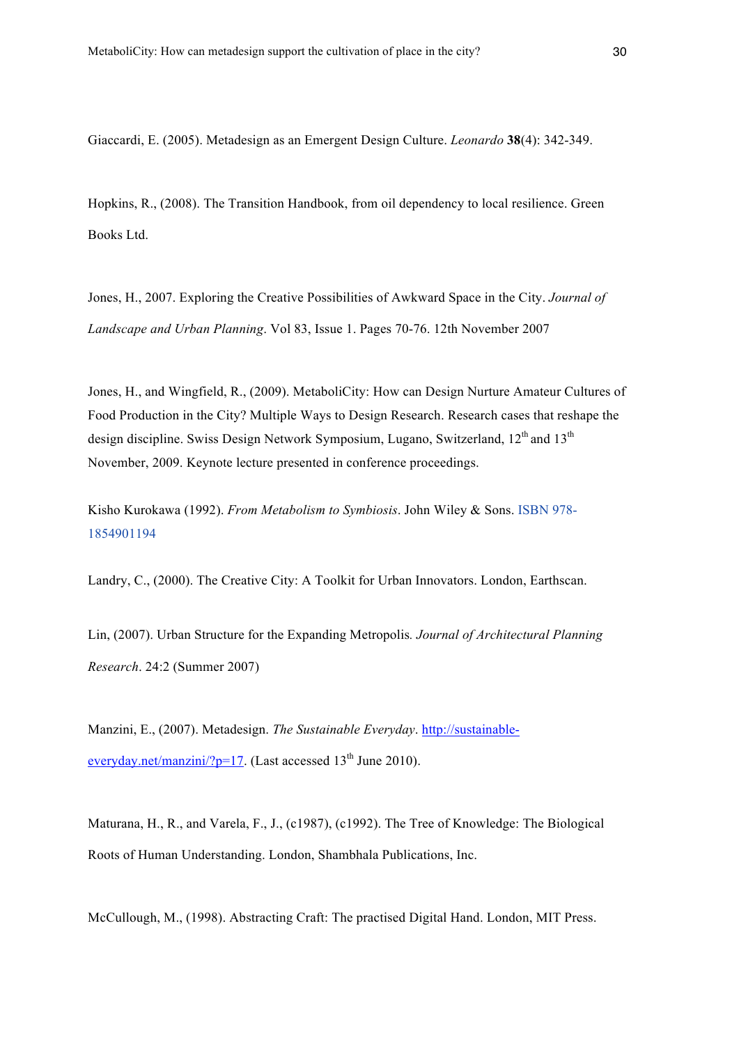Giaccardi, E. (2005). Metadesign as an Emergent Design Culture. *Leonardo* **38**(4): 342-349.

Hopkins, R., (2008). The Transition Handbook, from oil dependency to local resilience. Green Books Ltd.

Jones, H., 2007. Exploring the Creative Possibilities of Awkward Space in the City. *Journal of Landscape and Urban Planning*. Vol 83, Issue 1. Pages 70-76. 12th November 2007

Jones, H., and Wingfield, R., (2009). MetaboliCity: How can Design Nurture Amateur Cultures of Food Production in the City? Multiple Ways to Design Research. Research cases that reshape the design discipline. Swiss Design Network Symposium, Lugano, Switzerland, 12th and 13th November, 2009. Keynote lecture presented in conference proceedings.

Kisho Kurokawa (1992). *From Metabolism to Symbiosis*. John Wiley & Sons. ISBN 978-1854901194

Landry, C., (2000). The Creative City: A Toolkit for Urban Innovators. London, Earthscan.

Lin, (2007). Urban Structure for the Expanding Metropolis. *Journal of Architectural Planning Research*. 24:2 (Summer 2007)

Manzini, E., (2007). Metadesign. *The Sustainable Everyday*. http://sustainable-everyday.net/manzini/?p=17. (Last accessed 13th June 2010).

Maturana, H., R., and Varela, F., J., (c1987), (c1992). The Tree of Knowledge: The Biological Roots of Human Understanding. London, Shambhala Publications, Inc.

McCullough, M., (1998). Abstracting Craft: The practised Digital Hand. London, MIT Press.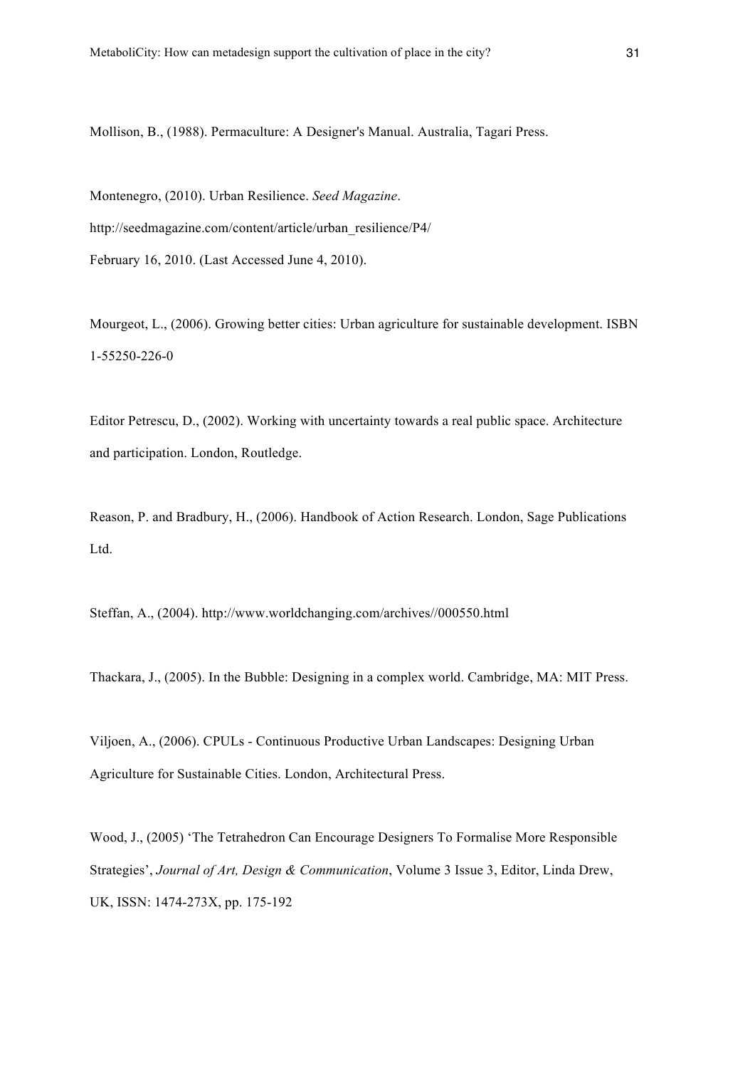Mollison, B., (1988). Permaculture: A Designer's Manual. Australia, Tagari Press.

Montenegro, (2010). Urban Resilience. *Seed Magazine*. http://seedmagazine.com/content/article/urban_resilience/P4/ February 16, 2010. (Last Accessed June 4, 2010).

Mourgeot, L., (2006). Growing better cities: Urban agriculture for sustainable development. ISBN 1-55250-226-0

Editor Petrescu, D., (2002). Working with uncertainty towards a real public space. Architecture and participation. London, Routledge.

Reason, P. and Bradbury, H., (2006). Handbook of Action Research. London, Sage Publications Ltd.

Steffan, A., (2004). http://www.worldchanging.com/archives//000550.html

Thackara, J., (2005). In the Bubble: Designing in a complex world. Cambridge, MA: MIT Press.

Viljoen, A., (2006). CPULs - Continuous Productive Urban Landscapes: Designing Urban Agriculture for Sustainable Cities. London, Architectural Press.

Wood, J., (2005) 'The Tetrahedron Can Encourage Designers To Formalise More Responsible Strategies', *Journal of Art, Design & Communication*, Volume 3 Issue 3, Editor, Linda Drew, UK, ISSN: 1474-273X, pp. 175-192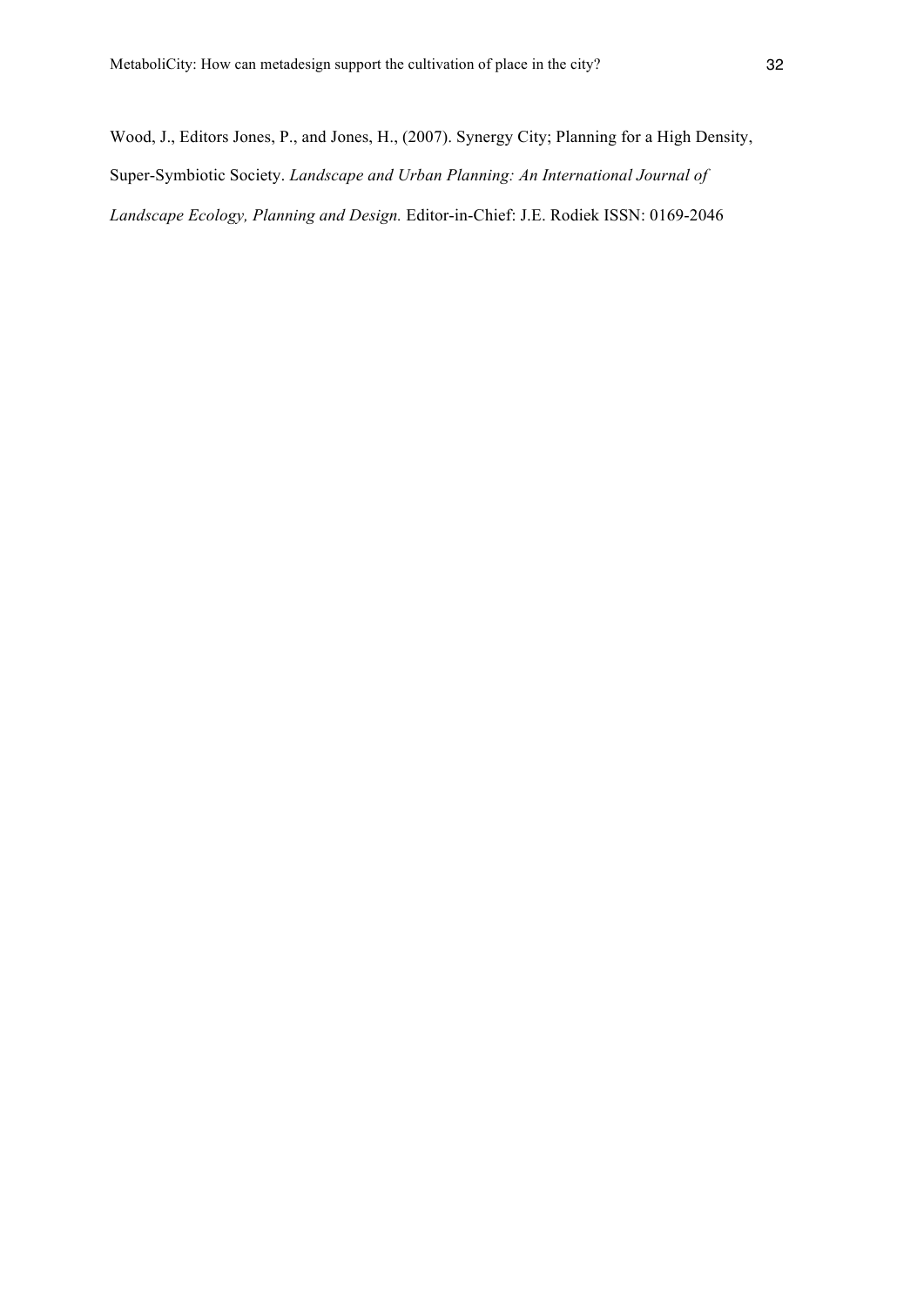Wood, J., Editors Jones, P., and Jones, H., (2007). Synergy City; Planning for a High Density, Super-Symbiotic Society. *Landscape and Urban Planning: An International Journal of Landscape Ecology, Planning and Design.* Editor-in-Chief: J.E. Rodiek ISSN: 0169-2046